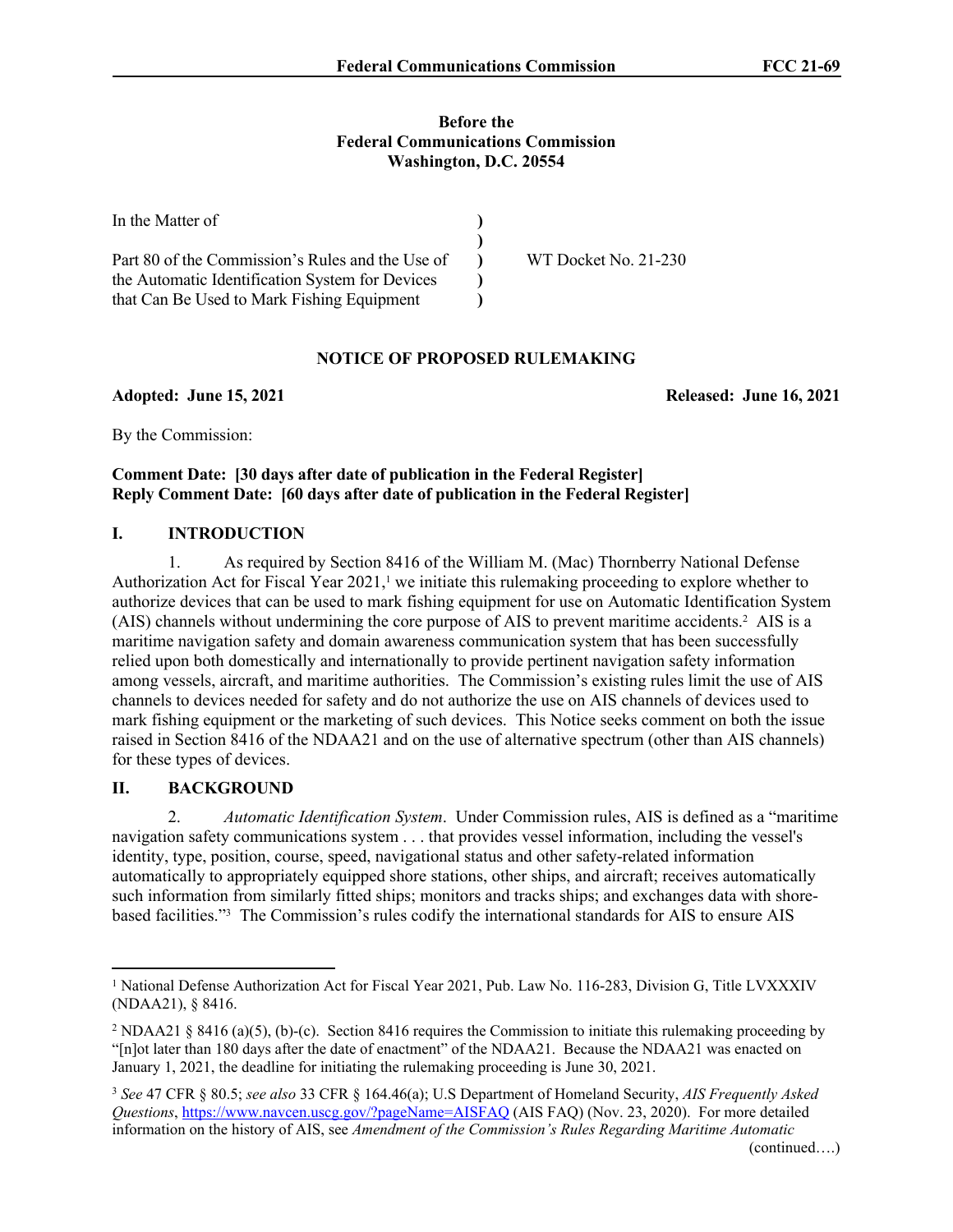**Before the**
**Federal Communications Commission**
**Washington, D.C. 20554**

| | | |
|---|---|---|
| In the Matter of | ) | |
| | ) | |
| Part 80 of the Commission's Rules and the Use of the Automatic Identification System for Devices that Can Be Used to Mark Fishing Equipment | ) | WT Docket No. 21-230 |

## NOTICE OF PROPOSED RULEMAKING

**Adopted: June 15, 2021** **Released: June 16, 2021**

By the Commission:

**Comment Date: [30 days after date of publication in the Federal Register]**
**Reply Comment Date: [60 days after date of publication in the Federal Register]**

## I. INTRODUCTION

1. As required by Section 8416 of the William M. (Mac) Thornberry National Defense Authorization Act for Fiscal Year 2021,[1] we initiate this rulemaking proceeding to explore whether to authorize devices that can be used to mark fishing equipment for use on Automatic Identification System (AIS) channels without undermining the core purpose of AIS to prevent maritime accidents.[2] AIS is a maritime navigation safety and domain awareness communication system that has been successfully relied upon both domestically and internationally to provide pertinent navigation safety information among vessels, aircraft, and maritime authorities. The Commission's existing rules limit the use of AIS channels to devices needed for safety and do not authorize the use on AIS channels of devices used to mark fishing equipment or the marketing of such devices. This Notice seeks comment on both the issue raised in Section 8416 of the NDAA21 and on the use of alternative spectrum (other than AIS channels) for these types of devices.

## II. BACKGROUND

2. *Automatic Identification System*. Under Commission rules, AIS is defined as a "maritime navigation safety communications system . . . that provides vessel information, including the vessel's identity, type, position, course, speed, navigational status and other safety-related information automatically to appropriately equipped shore stations, other ships, and aircraft; receives automatically such information from similarly fitted ships; monitors and tracks ships; and exchanges data with shore-based facilities."[3] The Commission's rules codify the international standards for AIS to ensure AIS

---

[1] National Defense Authorization Act for Fiscal Year 2021, Pub. Law No. 116-283, Division G, Title LVXXXIV (NDAA21), § 8416.

[2] NDAA21 § 8416 (a)(5), (b)-(c). Section 8416 requires the Commission to initiate this rulemaking proceeding by "[n]ot later than 180 days after the date of enactment" of the NDAA21. Because the NDAA21 was enacted on January 1, 2021, the deadline for initiating the rulemaking proceeding is June 30, 2021.

[3] *See* 47 CFR § 80.5; *see also* 33 CFR § 164.46(a); U.S Department of Homeland Security, *AIS Frequently Asked Questions*, https://www.navcen.uscg.gov/?pageName=AISFAQ (AIS FAQ) (Nov. 23, 2020). For more detailed information on the history of AIS, see *Amendment of the Commission's Rules Regarding Maritime Automatic*

(continued….)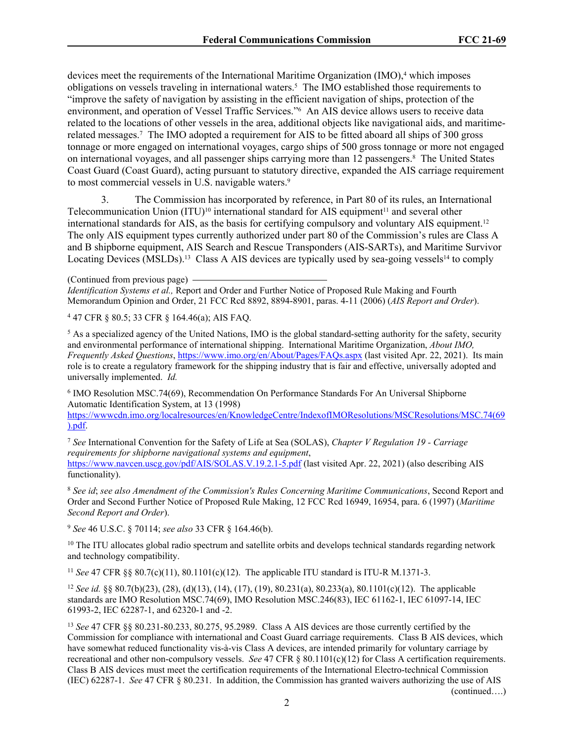devices meet the requirements of the International Maritime Organization (IMO),[4] which imposes obligations on vessels traveling in international waters.[5] The IMO established those requirements to "improve the safety of navigation by assisting in the efficient navigation of ships, protection of the environment, and operation of Vessel Traffic Services."[6] An AIS device allows users to receive data related to the locations of other vessels in the area, additional objects like navigational aids, and maritime-related messages.[7] The IMO adopted a requirement for AIS to be fitted aboard all ships of 300 gross tonnage or more engaged on international voyages, cargo ships of 500 gross tonnage or more not engaged on international voyages, and all passenger ships carrying more than 12 passengers.[8] The United States Coast Guard (Coast Guard), acting pursuant to statutory directive, expanded the AIS carriage requirement to most commercial vessels in U.S. navigable waters.[9]

3. The Commission has incorporated by reference, in Part 80 of its rules, an International Telecommunication Union (ITU)[10] international standard for AIS equipment[11] and several other international standards for AIS, as the basis for certifying compulsory and voluntary AIS equipment.[12] The only AIS equipment types currently authorized under part 80 of the Commission's rules are Class A and B shipborne equipment, AIS Search and Rescue Transponders (AIS-SARTs), and Maritime Survivor Locating Devices (MSLDs).[13] Class A AIS devices are typically used by sea-going vessels[14] to comply

(Continued from previous page) *Identification Systems et al.,* Report and Order and Further Notice of Proposed Rule Making and Fourth Memorandum Opinion and Order, 21 FCC Rcd 8892, 8894-8901, paras. 4-11 (2006) (*AIS Report and Order*).

[4] 47 CFR § 80.5; 33 CFR § 164.46(a); AIS FAQ.

[5] As a specialized agency of the United Nations, IMO is the global standard-setting authority for the safety, security and environmental performance of international shipping. International Maritime Organization, *About IMO, Frequently Asked Questions*, https://www.imo.org/en/About/Pages/FAQs.aspx (last visited Apr. 22, 2021). Its main role is to create a regulatory framework for the shipping industry that is fair and effective, universally adopted and universally implemented. *Id.*

[6] IMO Resolution MSC.74(69), Recommendation On Performance Standards For An Universal Shipborne Automatic Identification System, at 13 (1998) https://wwwcdn.imo.org/localresources/en/KnowledgeCentre/IndexofIMOResolutions/MSCResolutions/MSC.74(69).pdf.

[7] *See* International Convention for the Safety of Life at Sea (SOLAS), *Chapter V Regulation 19 - Carriage requirements for shipborne navigational systems and equipment*, https://www.navcen.uscg.gov/pdf/AIS/SOLAS.V.19.2.1-5.pdf (last visited Apr. 22, 2021) (also describing AIS functionality).

[8] *See id*; *see also Amendment of the Commission's Rules Concerning Maritime Communications*, Second Report and Order and Second Further Notice of Proposed Rule Making, 12 FCC Rcd 16949, 16954, para. 6 (1997) (*Maritime Second Report and Order*).

[9] *See* 46 U.S.C. § 70114; *see also* 33 CFR § 164.46(b).

[10] The ITU allocates global radio spectrum and satellite orbits and develops technical standards regarding network and technology compatibility.

[11] *See* 47 CFR §§ 80.7(c)(11), 80.1101(c)(12). The applicable ITU standard is ITU-R M.1371-3.

[12] *See id.* §§ 80.7(b)(23), (28), (d)(13), (14), (17), (19), 80.231(a), 80.233(a), 80.1101(c)(12). The applicable standards are IMO Resolution MSC.74(69), IMO Resolution MSC.246(83), IEC 61162-1, IEC 61097-14, IEC 61993-2, IEC 62287-1, and 62320-1 and -2.

[13] *See* 47 CFR §§ 80.231-80.233, 80.275, 95.2989. Class A AIS devices are those currently certified by the Commission for compliance with international and Coast Guard carriage requirements. Class B AIS devices, which have somewhat reduced functionality vis-à-vis Class A devices, are intended primarily for voluntary carriage by recreational and other non-compulsory vessels. *See* 47 CFR § 80.1101(c)(12) for Class A certification requirements. Class B AIS devices must meet the certification requirements of the International Electro-technical Commission (IEC) 62287-1. *See* 47 CFR § 80.231. In addition, the Commission has granted waivers authorizing the use of AIS

(continued….)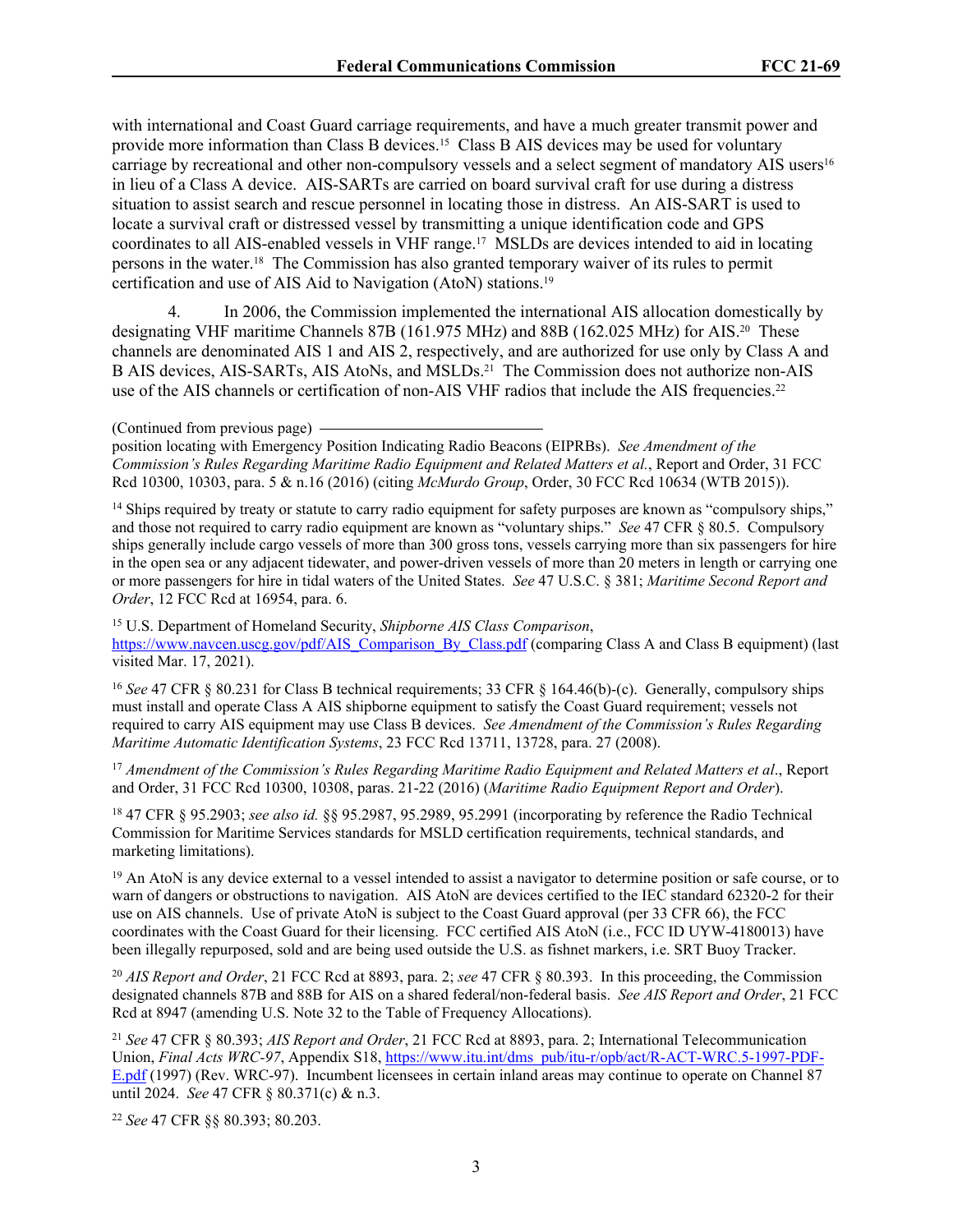with international and Coast Guard carriage requirements, and have a much greater transmit power and provide more information than Class B devices.[15] Class B AIS devices may be used for voluntary carriage by recreational and other non-compulsory vessels and a select segment of mandatory AIS users[16] in lieu of a Class A device. AIS-SARTs are carried on board survival craft for use during a distress situation to assist search and rescue personnel in locating those in distress. An AIS-SART is used to locate a survival craft or distressed vessel by transmitting a unique identification code and GPS coordinates to all AIS-enabled vessels in VHF range.[17] MSLDs are devices intended to aid in locating persons in the water.[18] The Commission has also granted temporary waiver of its rules to permit certification and use of AIS Aid to Navigation (AtoN) stations.[19]

4. In 2006, the Commission implemented the international AIS allocation domestically by designating VHF maritime Channels 87B (161.975 MHz) and 88B (162.025 MHz) for AIS.[20] These channels are denominated AIS 1 and AIS 2, respectively, and are authorized for use only by Class A and B AIS devices, AIS-SARTs, AIS AtoNs, and MSLDs.[21] The Commission does not authorize non-AIS use of the AIS channels or certification of non-AIS VHF radios that include the AIS frequencies.[22]

---

(Continued from previous page) position locating with Emergency Position Indicating Radio Beacons (EIPRBs). *See Amendment of the Commission's Rules Regarding Maritime Radio Equipment and Related Matters et al.*, Report and Order, 31 FCC Rcd 10300, 10303, para. 5 & n.16 (2016) (citing *McMurdo Group*, Order, 30 FCC Rcd 10634 (WTB 2015)).

[14] Ships required by treaty or statute to carry radio equipment for safety purposes are known as "compulsory ships," and those not required to carry radio equipment are known as "voluntary ships." *See* 47 CFR § 80.5. Compulsory ships generally include cargo vessels of more than 300 gross tons, vessels carrying more than six passengers for hire in the open sea or any adjacent tidewater, and power-driven vessels of more than 20 meters in length or carrying one or more passengers for hire in tidal waters of the United States. *See* 47 U.S.C. § 381; *Maritime Second Report and Order*, 12 FCC Rcd at 16954, para. 6.

[15] U.S. Department of Homeland Security, *Shipborne AIS Class Comparison*, https://www.navcen.uscg.gov/pdf/AIS_Comparison_By_Class.pdf (comparing Class A and Class B equipment) (last visited Mar. 17, 2021).

[16] *See* 47 CFR § 80.231 for Class B technical requirements; 33 CFR § 164.46(b)-(c). Generally, compulsory ships must install and operate Class A AIS shipborne equipment to satisfy the Coast Guard requirement; vessels not required to carry AIS equipment may use Class B devices. *See Amendment of the Commission's Rules Regarding Maritime Automatic Identification Systems*, 23 FCC Rcd 13711, 13728, para. 27 (2008).

[17] *Amendment of the Commission's Rules Regarding Maritime Radio Equipment and Related Matters et al*., Report and Order, 31 FCC Rcd 10300, 10308, paras. 21-22 (2016) (*Maritime Radio Equipment Report and Order*).

[18] 47 CFR § 95.2903; *see also id.* §§ 95.2987, 95.2989, 95.2991 (incorporating by reference the Radio Technical Commission for Maritime Services standards for MSLD certification requirements, technical standards, and marketing limitations).

[19] An AtoN is any device external to a vessel intended to assist a navigator to determine position or safe course, or to warn of dangers or obstructions to navigation. AIS AtoN are devices certified to the IEC standard 62320-2 for their use on AIS channels. Use of private AtoN is subject to the Coast Guard approval (per 33 CFR 66), the FCC coordinates with the Coast Guard for their licensing. FCC certified AIS AtoN (i.e., FCC ID UYW-4180013) have been illegally repurposed, sold and are being used outside the U.S. as fishnet markers, i.e. SRT Buoy Tracker.

[20] *AIS Report and Order*, 21 FCC Rcd at 8893, para. 2; *see* 47 CFR § 80.393. In this proceeding, the Commission designated channels 87B and 88B for AIS on a shared federal/non-federal basis. *See AIS Report and Order*, 21 FCC Rcd at 8947 (amending U.S. Note 32 to the Table of Frequency Allocations).

[21] *See* 47 CFR § 80.393; *AIS Report and Order*, 21 FCC Rcd at 8893, para. 2; International Telecommunication Union, *Final Acts WRC-97*, Appendix S18, https://www.itu.int/dms_pub/itu-r/opb/act/R-ACT-WRC.5-1997-PDF-E.pdf (1997) (Rev. WRC-97). Incumbent licensees in certain inland areas may continue to operate on Channel 87 until 2024. *See* 47 CFR § 80.371(c) & n.3.

[22] *See* 47 CFR §§ 80.393; 80.203.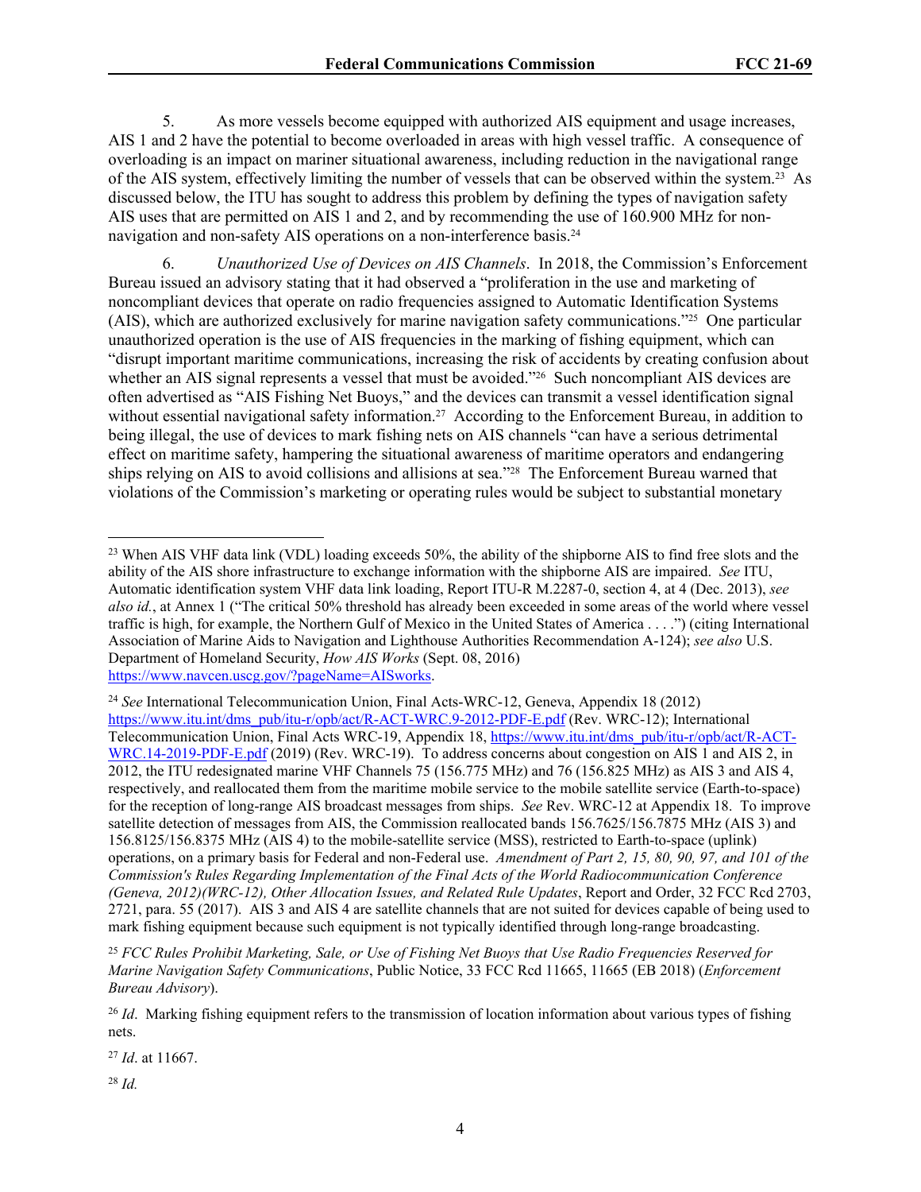5. As more vessels become equipped with authorized AIS equipment and usage increases, AIS 1 and 2 have the potential to become overloaded in areas with high vessel traffic. A consequence of overloading is an impact on mariner situational awareness, including reduction in the navigational range of the AIS system, effectively limiting the number of vessels that can be observed within the system.[23] As discussed below, the ITU has sought to address this problem by defining the types of navigation safety AIS uses that are permitted on AIS 1 and 2, and by recommending the use of 160.900 MHz for non-navigation and non-safety AIS operations on a non-interference basis.[24]

6. *Unauthorized Use of Devices on AIS Channels*. In 2018, the Commission's Enforcement Bureau issued an advisory stating that it had observed a "proliferation in the use and marketing of noncompliant devices that operate on radio frequencies assigned to Automatic Identification Systems (AIS), which are authorized exclusively for marine navigation safety communications."[25] One particular unauthorized operation is the use of AIS frequencies in the marking of fishing equipment, which can "disrupt important maritime communications, increasing the risk of accidents by creating confusion about whether an AIS signal represents a vessel that must be avoided."[26] Such noncompliant AIS devices are often advertised as "AIS Fishing Net Buoys," and the devices can transmit a vessel identification signal without essential navigational safety information.[27] According to the Enforcement Bureau, in addition to being illegal, the use of devices to mark fishing nets on AIS channels "can have a serious detrimental effect on maritime safety, hampering the situational awareness of maritime operators and endangering ships relying on AIS to avoid collisions and allisions at sea."[28] The Enforcement Bureau warned that violations of the Commission's marketing or operating rules would be subject to substantial monetary

---

[23] When AIS VHF data link (VDL) loading exceeds 50%, the ability of the shipborne AIS to find free slots and the ability of the AIS shore infrastructure to exchange information with the shipborne AIS are impaired. *See* ITU, Automatic identification system VHF data link loading, Report ITU-R M.2287-0, section 4, at 4 (Dec. 2013), *see also id.*, at Annex 1 ("The critical 50% threshold has already been exceeded in some areas of the world where vessel traffic is high, for example, the Northern Gulf of Mexico in the United States of America . . . .") (citing International Association of Marine Aids to Navigation and Lighthouse Authorities Recommendation A-124); *see also* U.S. Department of Homeland Security, *How AIS Works* (Sept. 08, 2016) https://www.navcen.uscg.gov/?pageName=AISworks.

[24] *See* International Telecommunication Union, Final Acts-WRC-12, Geneva, Appendix 18 (2012) https://www.itu.int/dms_pub/itu-r/opb/act/R-ACT-WRC.9-2012-PDF-E.pdf (Rev. WRC-12); International Telecommunication Union, Final Acts WRC-19, Appendix 18, https://www.itu.int/dms_pub/itu-r/opb/act/R-ACT-WRC.14-2019-PDF-E.pdf (2019) (Rev. WRC-19). To address concerns about congestion on AIS 1 and AIS 2, in 2012, the ITU redesignated marine VHF Channels 75 (156.775 MHz) and 76 (156.825 MHz) as AIS 3 and AIS 4, respectively, and reallocated them from the maritime mobile service to the mobile satellite service (Earth-to-space) for the reception of long-range AIS broadcast messages from ships. *See* Rev. WRC-12 at Appendix 18. To improve satellite detection of messages from AIS, the Commission reallocated bands 156.7625/156.7875 MHz (AIS 3) and 156.8125/156.8375 MHz (AIS 4) to the mobile-satellite service (MSS), restricted to Earth-to-space (uplink) operations, on a primary basis for Federal and non-Federal use. *Amendment of Part 2, 15, 80, 90, 97, and 101 of the Commission's Rules Regarding Implementation of the Final Acts of the World Radiocommunication Conference (Geneva, 2012)(WRC-12), Other Allocation Issues, and Related Rule Updates*, Report and Order, 32 FCC Rcd 2703, 2721, para. 55 (2017). AIS 3 and AIS 4 are satellite channels that are not suited for devices capable of being used to mark fishing equipment because such equipment is not typically identified through long-range broadcasting.

[25] *FCC Rules Prohibit Marketing, Sale, or Use of Fishing Net Buoys that Use Radio Frequencies Reserved for Marine Navigation Safety Communications*, Public Notice, 33 FCC Rcd 11665, 11665 (EB 2018) (*Enforcement Bureau Advisory*).

[26] *Id*. Marking fishing equipment refers to the transmission of location information about various types of fishing nets.

[27] *Id*. at 11667.

[28] *Id.*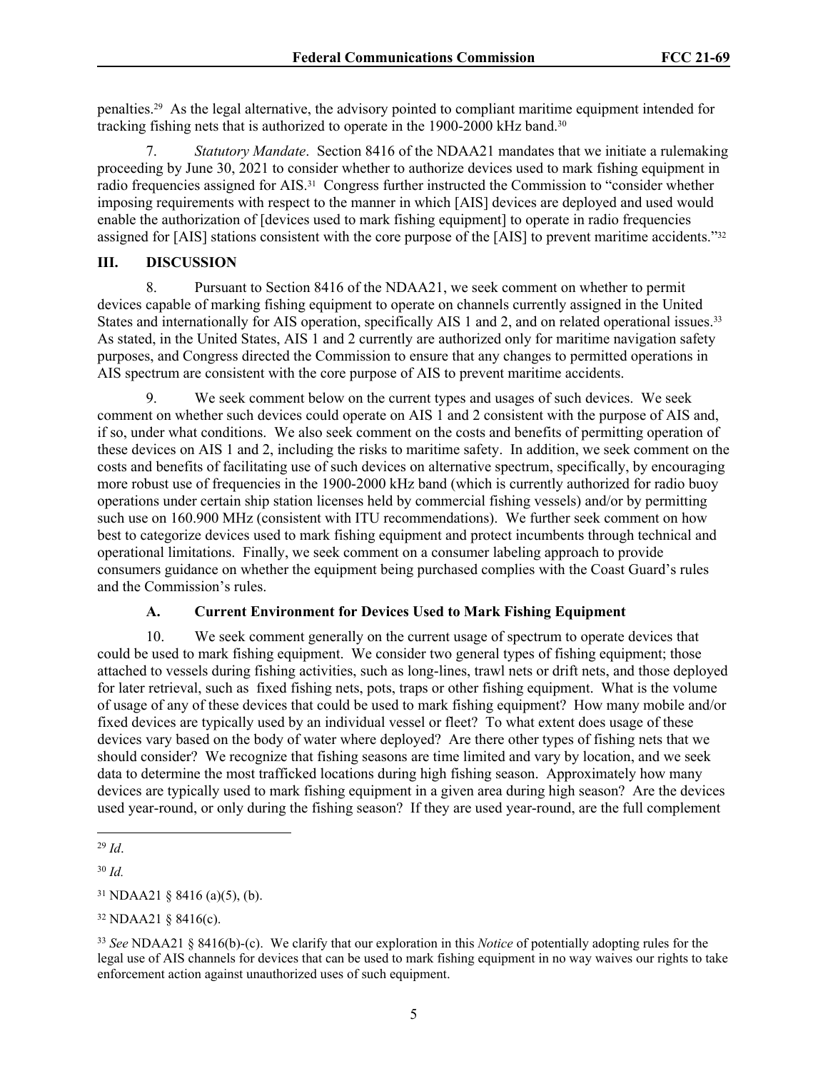penalties.[29] As the legal alternative, the advisory pointed to compliant maritime equipment intended for tracking fishing nets that is authorized to operate in the 1900-2000 kHz band.[30]

7. *Statutory Mandate*. Section 8416 of the NDAA21 mandates that we initiate a rulemaking proceeding by June 30, 2021 to consider whether to authorize devices used to mark fishing equipment in radio frequencies assigned for AIS.[31] Congress further instructed the Commission to "consider whether imposing requirements with respect to the manner in which [AIS] devices are deployed and used would enable the authorization of [devices used to mark fishing equipment] to operate in radio frequencies assigned for [AIS] stations consistent with the core purpose of the [AIS] to prevent maritime accidents."[32]

## III. DISCUSSION

8. Pursuant to Section 8416 of the NDAA21, we seek comment on whether to permit devices capable of marking fishing equipment to operate on channels currently assigned in the United States and internationally for AIS operation, specifically AIS 1 and 2, and on related operational issues.[33] As stated, in the United States, AIS 1 and 2 currently are authorized only for maritime navigation safety purposes, and Congress directed the Commission to ensure that any changes to permitted operations in AIS spectrum are consistent with the core purpose of AIS to prevent maritime accidents.

9. We seek comment below on the current types and usages of such devices. We seek comment on whether such devices could operate on AIS 1 and 2 consistent with the purpose of AIS and, if so, under what conditions. We also seek comment on the costs and benefits of permitting operation of these devices on AIS 1 and 2, including the risks to maritime safety. In addition, we seek comment on the costs and benefits of facilitating use of such devices on alternative spectrum, specifically, by encouraging more robust use of frequencies in the 1900-2000 kHz band (which is currently authorized for radio buoy operations under certain ship station licenses held by commercial fishing vessels) and/or by permitting such use on 160.900 MHz (consistent with ITU recommendations). We further seek comment on how best to categorize devices used to mark fishing equipment and protect incumbents through technical and operational limitations. Finally, we seek comment on a consumer labeling approach to provide consumers guidance on whether the equipment being purchased complies with the Coast Guard's rules and the Commission's rules.

### A. Current Environment for Devices Used to Mark Fishing Equipment

10. We seek comment generally on the current usage of spectrum to operate devices that could be used to mark fishing equipment. We consider two general types of fishing equipment; those attached to vessels during fishing activities, such as long-lines, trawl nets or drift nets, and those deployed for later retrieval, such as fixed fishing nets, pots, traps or other fishing equipment. What is the volume of usage of any of these devices that could be used to mark fishing equipment? How many mobile and/or fixed devices are typically used by an individual vessel or fleet? To what extent does usage of these devices vary based on the body of water where deployed? Are there other types of fishing nets that we should consider? We recognize that fishing seasons are time limited and vary by location, and we seek data to determine the most trafficked locations during high fishing season. Approximately how many devices are typically used to mark fishing equipment in a given area during high season? Are the devices used year-round, or only during the fishing season? If they are used year-round, are the full complement

---

[29] *Id*.

[30] *Id.*

[31] NDAA21 § 8416 (a)(5), (b).

[32] NDAA21 § 8416(c).

[33] *See* NDAA21 § 8416(b)-(c). We clarify that our exploration in this *Notice* of potentially adopting rules for the legal use of AIS channels for devices that can be used to mark fishing equipment in no way waives our rights to take enforcement action against unauthorized uses of such equipment.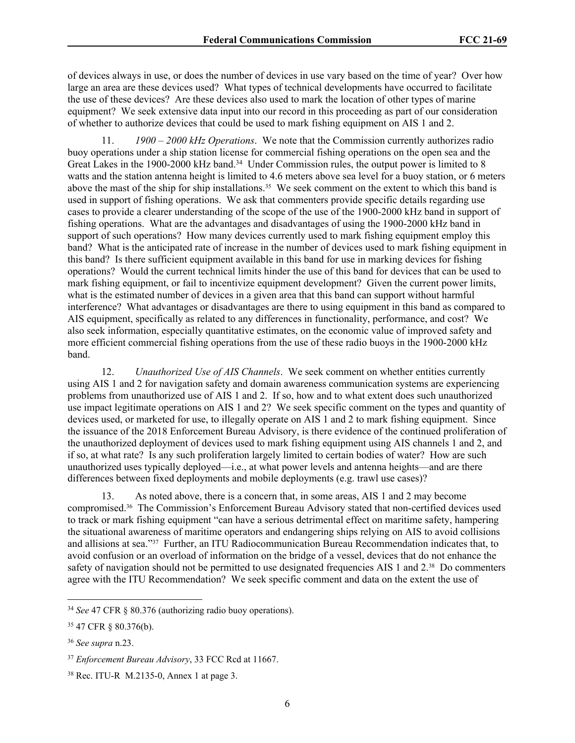of devices always in use, or does the number of devices in use vary based on the time of year? Over how large an area are these devices used? What types of technical developments have occurred to facilitate the use of these devices? Are these devices also used to mark the location of other types of marine equipment? We seek extensive data input into our record in this proceeding as part of our consideration of whether to authorize devices that could be used to mark fishing equipment on AIS 1 and 2.

11. *1900 – 2000 kHz Operations*. We note that the Commission currently authorizes radio buoy operations under a ship station license for commercial fishing operations on the open sea and the Great Lakes in the 1900-2000 kHz band.[34] Under Commission rules, the output power is limited to 8 watts and the station antenna height is limited to 4.6 meters above sea level for a buoy station, or 6 meters above the mast of the ship for ship installations.[35] We seek comment on the extent to which this band is used in support of fishing operations. We ask that commenters provide specific details regarding use cases to provide a clearer understanding of the scope of the use of the 1900-2000 kHz band in support of fishing operations. What are the advantages and disadvantages of using the 1900-2000 kHz band in support of such operations? How many devices currently used to mark fishing equipment employ this band? What is the anticipated rate of increase in the number of devices used to mark fishing equipment in this band? Is there sufficient equipment available in this band for use in marking devices for fishing operations? Would the current technical limits hinder the use of this band for devices that can be used to mark fishing equipment, or fail to incentivize equipment development? Given the current power limits, what is the estimated number of devices in a given area that this band can support without harmful interference? What advantages or disadvantages are there to using equipment in this band as compared to AIS equipment, specifically as related to any differences in functionality, performance, and cost? We also seek information, especially quantitative estimates, on the economic value of improved safety and more efficient commercial fishing operations from the use of these radio buoys in the 1900-2000 kHz band.

12. *Unauthorized Use of AIS Channels*. We seek comment on whether entities currently using AIS 1 and 2 for navigation safety and domain awareness communication systems are experiencing problems from unauthorized use of AIS 1 and 2. If so, how and to what extent does such unauthorized use impact legitimate operations on AIS 1 and 2? We seek specific comment on the types and quantity of devices used, or marketed for use, to illegally operate on AIS 1 and 2 to mark fishing equipment. Since the issuance of the 2018 Enforcement Bureau Advisory, is there evidence of the continued proliferation of the unauthorized deployment of devices used to mark fishing equipment using AIS channels 1 and 2, and if so, at what rate? Is any such proliferation largely limited to certain bodies of water? How are such unauthorized uses typically deployed—i.e., at what power levels and antenna heights—and are there differences between fixed deployments and mobile deployments (e.g. trawl use cases)?

13. As noted above, there is a concern that, in some areas, AIS 1 and 2 may become compromised.[36] The Commission's Enforcement Bureau Advisory stated that non-certified devices used to track or mark fishing equipment "can have a serious detrimental effect on maritime safety, hampering the situational awareness of maritime operators and endangering ships relying on AIS to avoid collisions and allisions at sea."[37] Further, an ITU Radiocommunication Bureau Recommendation indicates that, to avoid confusion or an overload of information on the bridge of a vessel, devices that do not enhance the safety of navigation should not be permitted to use designated frequencies AIS 1 and 2.[38] Do commenters agree with the ITU Recommendation? We seek specific comment and data on the extent the use of

---

[34] *See* 47 CFR § 80.376 (authorizing radio buoy operations).

[35] 47 CFR § 80.376(b).

[36] *See supra* n.23.

[37] *Enforcement Bureau Advisory*, 33 FCC Rcd at 11667.

[38] Rec. ITU-R M.2135-0, Annex 1 at page 3.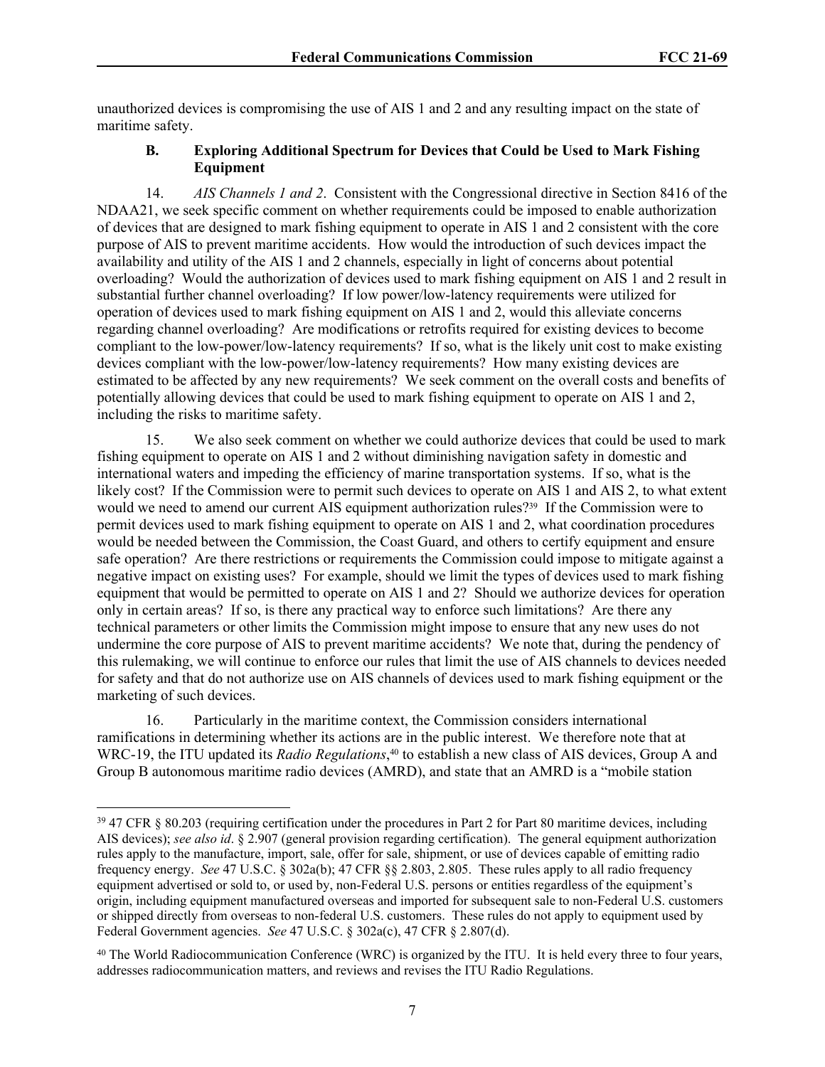unauthorized devices is compromising the use of AIS 1 and 2 and any resulting impact on the state of maritime safety.

### B. Exploring Additional Spectrum for Devices that Could be Used to Mark Fishing Equipment

14. *AIS Channels 1 and 2*. Consistent with the Congressional directive in Section 8416 of the NDAA21, we seek specific comment on whether requirements could be imposed to enable authorization of devices that are designed to mark fishing equipment to operate in AIS 1 and 2 consistent with the core purpose of AIS to prevent maritime accidents. How would the introduction of such devices impact the availability and utility of the AIS 1 and 2 channels, especially in light of concerns about potential overloading? Would the authorization of devices used to mark fishing equipment on AIS 1 and 2 result in substantial further channel overloading? If low power/low-latency requirements were utilized for operation of devices used to mark fishing equipment on AIS 1 and 2, would this alleviate concerns regarding channel overloading? Are modifications or retrofits required for existing devices to become compliant to the low-power/low-latency requirements? If so, what is the likely unit cost to make existing devices compliant with the low-power/low-latency requirements? How many existing devices are estimated to be affected by any new requirements? We seek comment on the overall costs and benefits of potentially allowing devices that could be used to mark fishing equipment to operate on AIS 1 and 2, including the risks to maritime safety.

15. We also seek comment on whether we could authorize devices that could be used to mark fishing equipment to operate on AIS 1 and 2 without diminishing navigation safety in domestic and international waters and impeding the efficiency of marine transportation systems. If so, what is the likely cost? If the Commission were to permit such devices to operate on AIS 1 and AIS 2, to what extent would we need to amend our current AIS equipment authorization rules?[39] If the Commission were to permit devices used to mark fishing equipment to operate on AIS 1 and 2, what coordination procedures would be needed between the Commission, the Coast Guard, and others to certify equipment and ensure safe operation? Are there restrictions or requirements the Commission could impose to mitigate against a negative impact on existing uses? For example, should we limit the types of devices used to mark fishing equipment that would be permitted to operate on AIS 1 and 2? Should we authorize devices for operation only in certain areas? If so, is there any practical way to enforce such limitations? Are there any technical parameters or other limits the Commission might impose to ensure that any new uses do not undermine the core purpose of AIS to prevent maritime accidents? We note that, during the pendency of this rulemaking, we will continue to enforce our rules that limit the use of AIS channels to devices needed for safety and that do not authorize use on AIS channels of devices used to mark fishing equipment or the marketing of such devices.

16. Particularly in the maritime context, the Commission considers international ramifications in determining whether its actions are in the public interest. We therefore note that at WRC-19, the ITU updated its *Radio Regulations*,[40] to establish a new class of AIS devices, Group A and Group B autonomous maritime radio devices (AMRD), and state that an AMRD is a "mobile station

---

[39] 47 CFR § 80.203 (requiring certification under the procedures in Part 2 for Part 80 maritime devices, including AIS devices); *see also id*. § 2.907 (general provision regarding certification). The general equipment authorization rules apply to the manufacture, import, sale, offer for sale, shipment, or use of devices capable of emitting radio frequency energy. *See* 47 U.S.C. § 302a(b); 47 CFR §§ 2.803, 2.805. These rules apply to all radio frequency equipment advertised or sold to, or used by, non-Federal U.S. persons or entities regardless of the equipment's origin, including equipment manufactured overseas and imported for subsequent sale to non-Federal U.S. customers or shipped directly from overseas to non-federal U.S. customers. These rules do not apply to equipment used by Federal Government agencies. *See* 47 U.S.C. § 302a(c), 47 CFR § 2.807(d).

[40] The World Radiocommunication Conference (WRC) is organized by the ITU. It is held every three to four years, addresses radiocommunication matters, and reviews and revises the ITU Radio Regulations.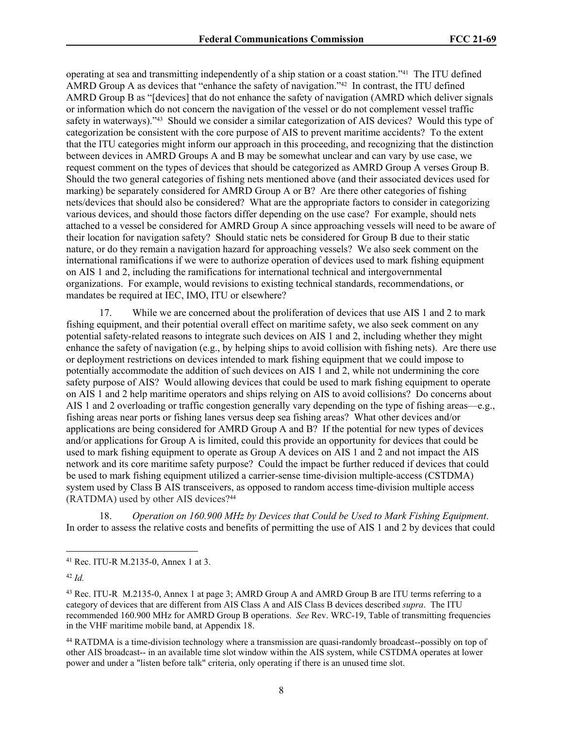operating at sea and transmitting independently of a ship station or a coast station."[41] The ITU defined AMRD Group A as devices that "enhance the safety of navigation."[42] In contrast, the ITU defined AMRD Group B as "[devices] that do not enhance the safety of navigation (AMRD which deliver signals or information which do not concern the navigation of the vessel or do not complement vessel traffic safety in waterways)."[43] Should we consider a similar categorization of AIS devices? Would this type of categorization be consistent with the core purpose of AIS to prevent maritime accidents? To the extent that the ITU categories might inform our approach in this proceeding, and recognizing that the distinction between devices in AMRD Groups A and B may be somewhat unclear and can vary by use case, we request comment on the types of devices that should be categorized as AMRD Group A verses Group B. Should the two general categories of fishing nets mentioned above (and their associated devices used for marking) be separately considered for AMRD Group A or B? Are there other categories of fishing nets/devices that should also be considered? What are the appropriate factors to consider in categorizing various devices, and should those factors differ depending on the use case? For example, should nets attached to a vessel be considered for AMRD Group A since approaching vessels will need to be aware of their location for navigation safety? Should static nets be considered for Group B due to their static nature, or do they remain a navigation hazard for approaching vessels? We also seek comment on the international ramifications if we were to authorize operation of devices used to mark fishing equipment on AIS 1 and 2, including the ramifications for international technical and intergovernmental organizations. For example, would revisions to existing technical standards, recommendations, or mandates be required at IEC, IMO, ITU or elsewhere?

17. While we are concerned about the proliferation of devices that use AIS 1 and 2 to mark fishing equipment, and their potential overall effect on maritime safety, we also seek comment on any potential safety-related reasons to integrate such devices on AIS 1 and 2, including whether they might enhance the safety of navigation (e.g., by helping ships to avoid collision with fishing nets). Are there use or deployment restrictions on devices intended to mark fishing equipment that we could impose to potentially accommodate the addition of such devices on AIS 1 and 2, while not undermining the core safety purpose of AIS? Would allowing devices that could be used to mark fishing equipment to operate on AIS 1 and 2 help maritime operators and ships relying on AIS to avoid collisions? Do concerns about AIS 1 and 2 overloading or traffic congestion generally vary depending on the type of fishing areas—e.g., fishing areas near ports or fishing lanes versus deep sea fishing areas? What other devices and/or applications are being considered for AMRD Group A and B? If the potential for new types of devices and/or applications for Group A is limited, could this provide an opportunity for devices that could be used to mark fishing equipment to operate as Group A devices on AIS 1 and 2 and not impact the AIS network and its core maritime safety purpose? Could the impact be further reduced if devices that could be used to mark fishing equipment utilized a carrier-sense time-division multiple-access (CSTDMA) system used by Class B AIS transceivers, as opposed to random access time-division multiple access (RATDMA) used by other AIS devices?[44]

18. *Operation on 160.900 MHz by Devices that Could be Used to Mark Fishing Equipment*. In order to assess the relative costs and benefits of permitting the use of AIS 1 and 2 by devices that could

---

[41] Rec. ITU-R M.2135-0, Annex 1 at 3.

[42] *Id.*

[43] Rec. ITU-R M.2135-0, Annex 1 at page 3; AMRD Group A and AMRD Group B are ITU terms referring to a category of devices that are different from AIS Class A and AIS Class B devices described *supra*. The ITU recommended 160.900 MHz for AMRD Group B operations. *See* Rev. WRC-19, Table of transmitting frequencies in the VHF maritime mobile band, at Appendix 18.

[44] RATDMA is a time-division technology where a transmission are quasi-randomly broadcast--possibly on top of other AIS broadcast-- in an available time slot window within the AIS system, while CSTDMA operates at lower power and under a "listen before talk" criteria, only operating if there is an unused time slot.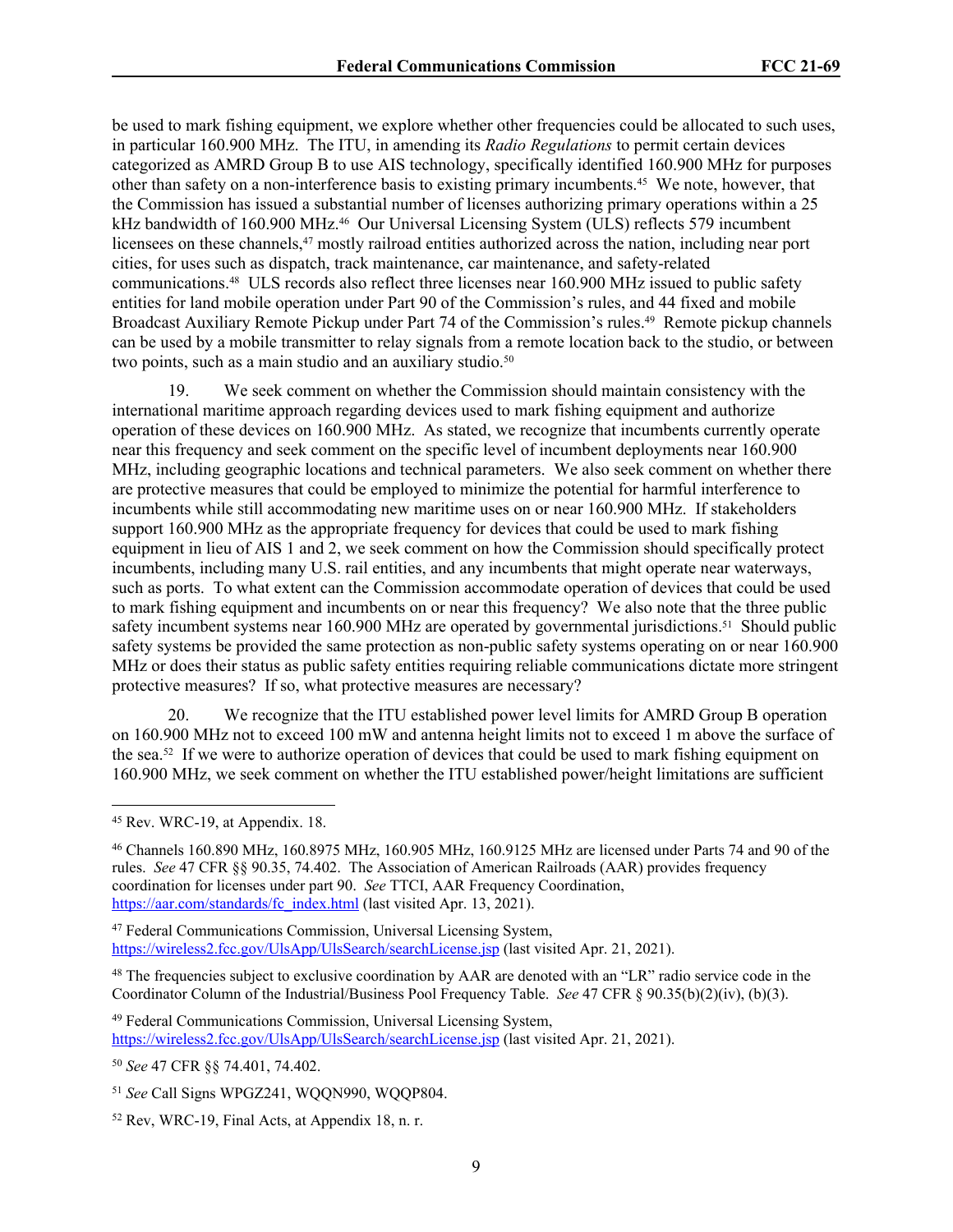be used to mark fishing equipment, we explore whether other frequencies could be allocated to such uses, in particular 160.900 MHz. The ITU, in amending its *Radio Regulations* to permit certain devices categorized as AMRD Group B to use AIS technology, specifically identified 160.900 MHz for purposes other than safety on a non-interference basis to existing primary incumbents.[45] We note, however, that the Commission has issued a substantial number of licenses authorizing primary operations within a 25 kHz bandwidth of 160.900 MHz.[46] Our Universal Licensing System (ULS) reflects 579 incumbent licensees on these channels,[47] mostly railroad entities authorized across the nation, including near port cities, for uses such as dispatch, track maintenance, car maintenance, and safety-related communications.[48] ULS records also reflect three licenses near 160.900 MHz issued to public safety entities for land mobile operation under Part 90 of the Commission's rules, and 44 fixed and mobile Broadcast Auxiliary Remote Pickup under Part 74 of the Commission's rules.[49] Remote pickup channels can be used by a mobile transmitter to relay signals from a remote location back to the studio, or between two points, such as a main studio and an auxiliary studio.[50]

19. We seek comment on whether the Commission should maintain consistency with the international maritime approach regarding devices used to mark fishing equipment and authorize operation of these devices on 160.900 MHz. As stated, we recognize that incumbents currently operate near this frequency and seek comment on the specific level of incumbent deployments near 160.900 MHz, including geographic locations and technical parameters. We also seek comment on whether there are protective measures that could be employed to minimize the potential for harmful interference to incumbents while still accommodating new maritime uses on or near 160.900 MHz. If stakeholders support 160.900 MHz as the appropriate frequency for devices that could be used to mark fishing equipment in lieu of AIS 1 and 2, we seek comment on how the Commission should specifically protect incumbents, including many U.S. rail entities, and any incumbents that might operate near waterways, such as ports. To what extent can the Commission accommodate operation of devices that could be used to mark fishing equipment and incumbents on or near this frequency? We also note that the three public safety incumbent systems near 160.900 MHz are operated by governmental jurisdictions.[51] Should public safety systems be provided the same protection as non-public safety systems operating on or near 160.900 MHz or does their status as public safety entities requiring reliable communications dictate more stringent protective measures? If so, what protective measures are necessary?

20. We recognize that the ITU established power level limits for AMRD Group B operation on 160.900 MHz not to exceed 100 mW and antenna height limits not to exceed 1 m above the surface of the sea.[52] If we were to authorize operation of devices that could be used to mark fishing equipment on 160.900 MHz, we seek comment on whether the ITU established power/height limitations are sufficient

[45] Rev. WRC-19, at Appendix. 18.

[46] Channels 160.890 MHz, 160.8975 MHz, 160.905 MHz, 160.9125 MHz are licensed under Parts 74 and 90 of the rules. *See* 47 CFR §§ 90.35, 74.402. The Association of American Railroads (AAR) provides frequency coordination for licenses under part 90. *See* TTCI, AAR Frequency Coordination, https://aar.com/standards/fc_index.html (last visited Apr. 13, 2021).

[47] Federal Communications Commission, Universal Licensing System, https://wireless2.fcc.gov/UlsApp/UlsSearch/searchLicense.jsp (last visited Apr. 21, 2021).

[48] The frequencies subject to exclusive coordination by AAR are denoted with an "LR" radio service code in the Coordinator Column of the Industrial/Business Pool Frequency Table. *See* 47 CFR § 90.35(b)(2)(iv), (b)(3).

[49] Federal Communications Commission, Universal Licensing System, https://wireless2.fcc.gov/UlsApp/UlsSearch/searchLicense.jsp (last visited Apr. 21, 2021).

[50] *See* 47 CFR §§ 74.401, 74.402.

[51] *See* Call Signs WPGZ241, WQQN990, WQQP804.

[52] Rev, WRC-19, Final Acts, at Appendix 18, n. r.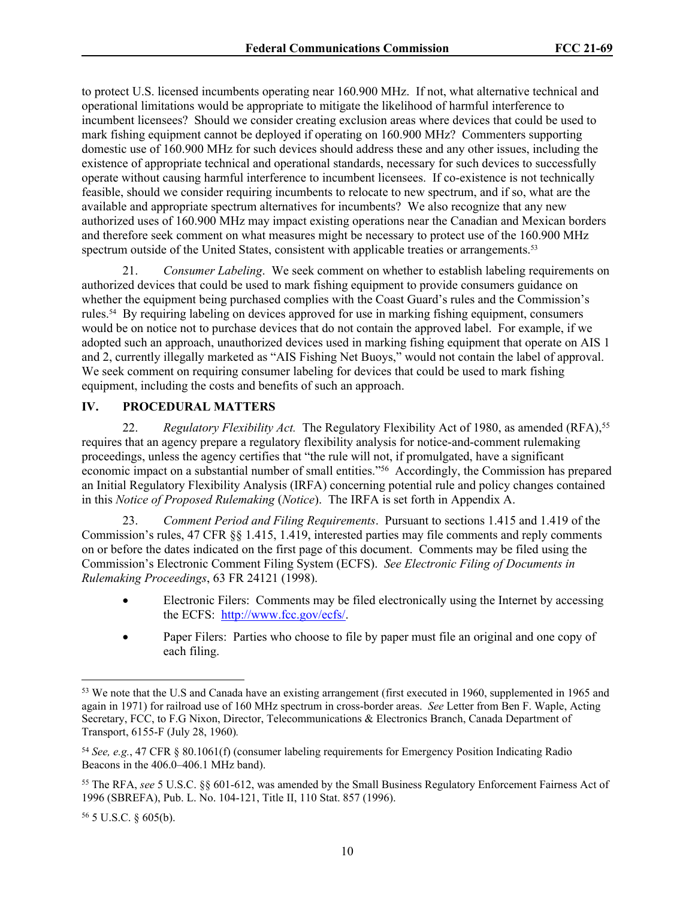to protect U.S. licensed incumbents operating near 160.900 MHz. If not, what alternative technical and operational limitations would be appropriate to mitigate the likelihood of harmful interference to incumbent licensees? Should we consider creating exclusion areas where devices that could be used to mark fishing equipment cannot be deployed if operating on 160.900 MHz? Commenters supporting domestic use of 160.900 MHz for such devices should address these and any other issues, including the existence of appropriate technical and operational standards, necessary for such devices to successfully operate without causing harmful interference to incumbent licensees. If co-existence is not technically feasible, should we consider requiring incumbents to relocate to new spectrum, and if so, what are the available and appropriate spectrum alternatives for incumbents? We also recognize that any new authorized uses of 160.900 MHz may impact existing operations near the Canadian and Mexican borders and therefore seek comment on what measures might be necessary to protect use of the 160.900 MHz spectrum outside of the United States, consistent with applicable treaties or arrangements.[53]

21. *Consumer Labeling*. We seek comment on whether to establish labeling requirements on authorized devices that could be used to mark fishing equipment to provide consumers guidance on whether the equipment being purchased complies with the Coast Guard's rules and the Commission's rules.[54] By requiring labeling on devices approved for use in marking fishing equipment, consumers would be on notice not to purchase devices that do not contain the approved label. For example, if we adopted such an approach, unauthorized devices used in marking fishing equipment that operate on AIS 1 and 2, currently illegally marketed as "AIS Fishing Net Buoys," would not contain the label of approval. We seek comment on requiring consumer labeling for devices that could be used to mark fishing equipment, including the costs and benefits of such an approach.

## IV. PROCEDURAL MATTERS

22. *Regulatory Flexibility Act.* The Regulatory Flexibility Act of 1980, as amended (RFA),[55] requires that an agency prepare a regulatory flexibility analysis for notice-and-comment rulemaking proceedings, unless the agency certifies that "the rule will not, if promulgated, have a significant economic impact on a substantial number of small entities."[56] Accordingly, the Commission has prepared an Initial Regulatory Flexibility Analysis (IRFA) concerning potential rule and policy changes contained in this *Notice of Proposed Rulemaking* (*Notice*). The IRFA is set forth in Appendix A.

23. *Comment Period and Filing Requirements*. Pursuant to sections 1.415 and 1.419 of the Commission's rules, 47 CFR §§ 1.415, 1.419, interested parties may file comments and reply comments on or before the dates indicated on the first page of this document. Comments may be filed using the Commission's Electronic Comment Filing System (ECFS). *See Electronic Filing of Documents in Rulemaking Proceedings*, 63 FR 24121 (1998).

- Electronic Filers: Comments may be filed electronically using the Internet by accessing the ECFS: http://www.fcc.gov/ecfs/.
- Paper Filers: Parties who choose to file by paper must file an original and one copy of each filing.

---

[53] We note that the U.S and Canada have an existing arrangement (first executed in 1960, supplemented in 1965 and again in 1971) for railroad use of 160 MHz spectrum in cross-border areas. *See* Letter from Ben F. Waple, Acting Secretary, FCC, to F.G Nixon, Director, Telecommunications & Electronics Branch, Canada Department of Transport, 6155-F (July 28, 1960).

[54] *See, e.g.*, 47 CFR § 80.1061(f) (consumer labeling requirements for Emergency Position Indicating Radio Beacons in the 406.0–406.1 MHz band).

[55] The RFA, *see* 5 U.S.C. §§ 601-612, was amended by the Small Business Regulatory Enforcement Fairness Act of 1996 (SBREFA), Pub. L. No. 104-121, Title II, 110 Stat. 857 (1996).

[56] 5 U.S.C. § 605(b).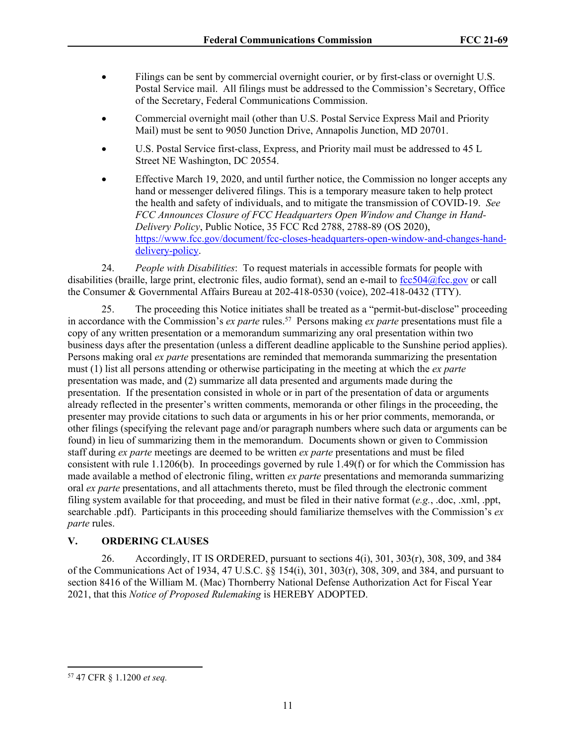- Filings can be sent by commercial overnight courier, or by first-class or overnight U.S. Postal Service mail. All filings must be addressed to the Commission's Secretary, Office of the Secretary, Federal Communications Commission.
- Commercial overnight mail (other than U.S. Postal Service Express Mail and Priority Mail) must be sent to 9050 Junction Drive, Annapolis Junction, MD 20701.
- U.S. Postal Service first-class, Express, and Priority mail must be addressed to 45 L Street NE Washington, DC 20554.
- Effective March 19, 2020, and until further notice, the Commission no longer accepts any hand or messenger delivered filings. This is a temporary measure taken to help protect the health and safety of individuals, and to mitigate the transmission of COVID-19. *See FCC Announces Closure of FCC Headquarters Open Window and Change in Hand-Delivery Policy*, Public Notice, 35 FCC Rcd 2788, 2788-89 (OS 2020), [https://www.fcc.gov/document/fcc-closes-headquarters-open-window-and-changes-hand-delivery-policy](https://www.fcc.gov/document/fcc-closes-headquarters-open-window-and-changes-hand-delivery-policy).

24. *People with Disabilities*: To request materials in accessible formats for people with disabilities (braille, large print, electronic files, audio format), send an e-mail to fcc504@fcc.gov or call the Consumer & Governmental Affairs Bureau at 202-418-0530 (voice), 202-418-0432 (TTY).

25. The proceeding this Notice initiates shall be treated as a "permit-but-disclose" proceeding in accordance with the Commission's *ex parte* rules.[57] Persons making *ex parte* presentations must file a copy of any written presentation or a memorandum summarizing any oral presentation within two business days after the presentation (unless a different deadline applicable to the Sunshine period applies). Persons making oral *ex parte* presentations are reminded that memoranda summarizing the presentation must (1) list all persons attending or otherwise participating in the meeting at which the *ex parte* presentation was made, and (2) summarize all data presented and arguments made during the presentation. If the presentation consisted in whole or in part of the presentation of data or arguments already reflected in the presenter's written comments, memoranda or other filings in the proceeding, the presenter may provide citations to such data or arguments in his or her prior comments, memoranda, or other filings (specifying the relevant page and/or paragraph numbers where such data or arguments can be found) in lieu of summarizing them in the memorandum. Documents shown or given to Commission staff during *ex parte* meetings are deemed to be written *ex parte* presentations and must be filed consistent with rule 1.1206(b). In proceedings governed by rule 1.49(f) or for which the Commission has made available a method of electronic filing, written *ex parte* presentations and memoranda summarizing oral *ex parte* presentations, and all attachments thereto, must be filed through the electronic comment filing system available for that proceeding, and must be filed in their native format (*e.g.*, .doc, .xml, .ppt, searchable .pdf). Participants in this proceeding should familiarize themselves with the Commission's *ex parte* rules.

## V. ORDERING CLAUSES

26. Accordingly, IT IS ORDERED, pursuant to sections 4(i), 301, 303(r), 308, 309, and 384 of the Communications Act of 1934, 47 U.S.C. §§ 154(i), 301, 303(r), 308, 309, and 384, and pursuant to section 8416 of the William M. (Mac) Thornberry National Defense Authorization Act for Fiscal Year 2021, that this *Notice of Proposed Rulemaking* is HEREBY ADOPTED.

---

[57] 47 CFR § 1.1200 *et seq.*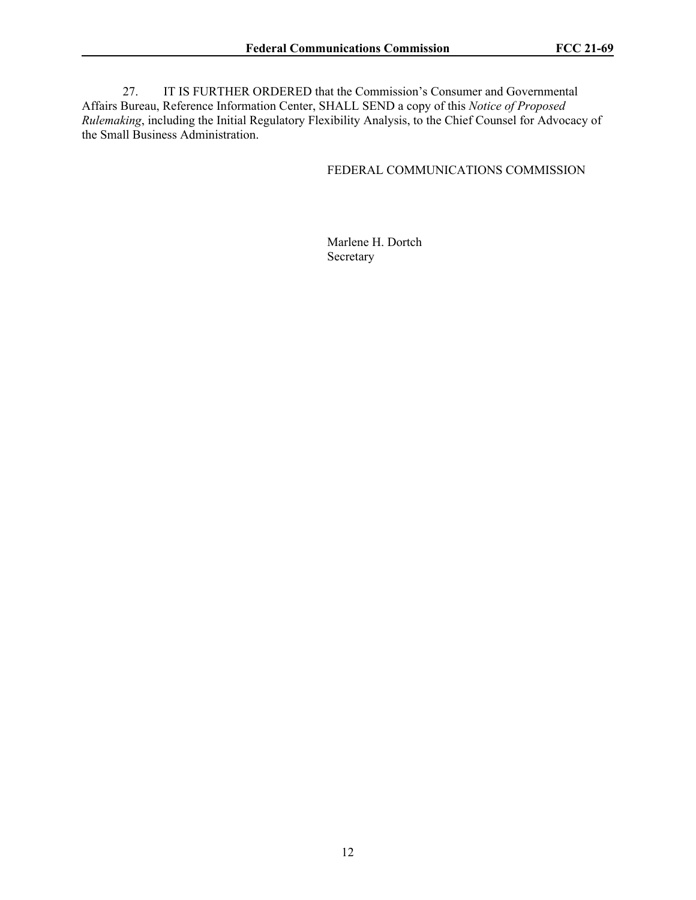27. IT IS FURTHER ORDERED that the Commission's Consumer and Governmental Affairs Bureau, Reference Information Center, SHALL SEND a copy of this *Notice of Proposed Rulemaking*, including the Initial Regulatory Flexibility Analysis, to the Chief Counsel for Advocacy of the Small Business Administration.

FEDERAL COMMUNICATIONS COMMISSION

Marlene H. Dortch
Secretary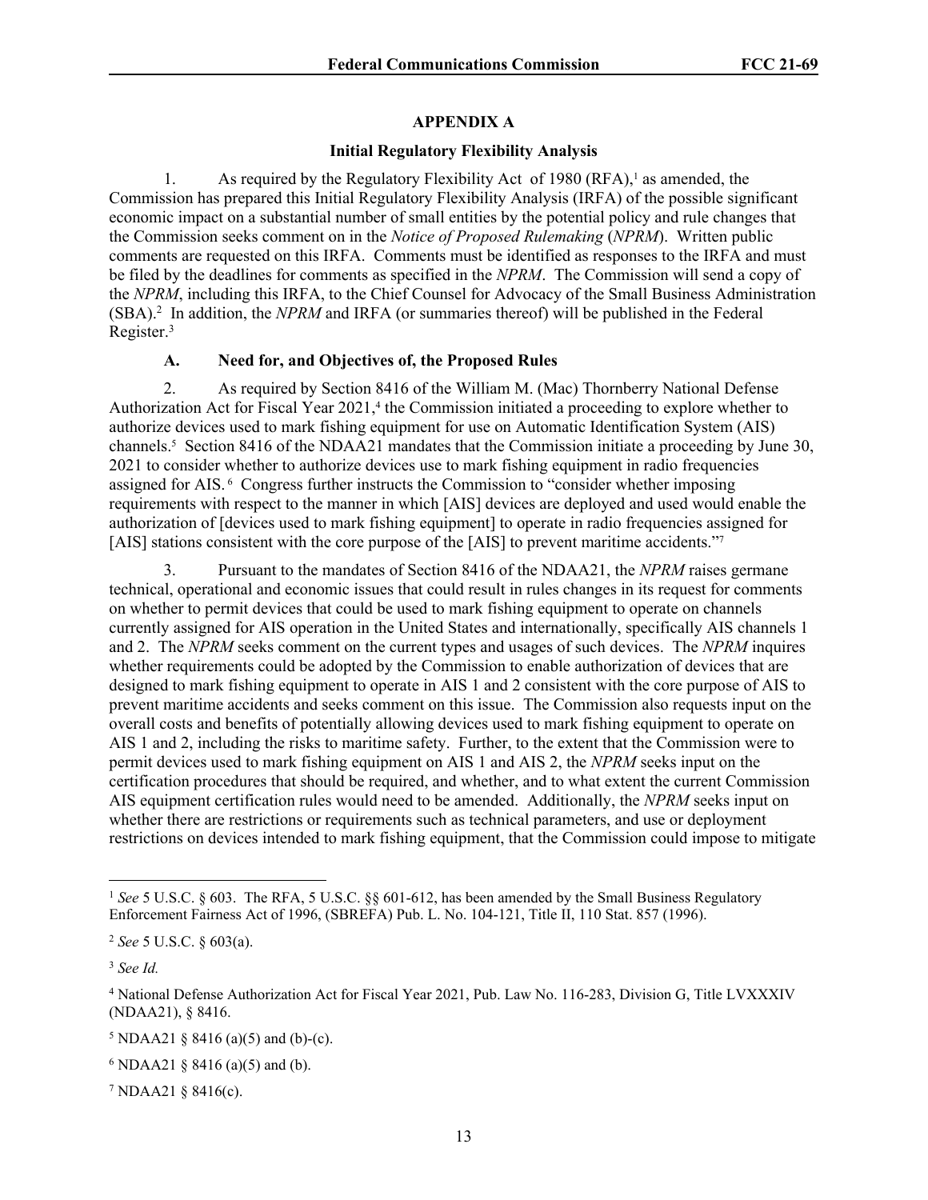# APPENDIX A

## Initial Regulatory Flexibility Analysis

1. As required by the Regulatory Flexibility Act of 1980 (RFA),[1] as amended, the Commission has prepared this Initial Regulatory Flexibility Analysis (IRFA) of the possible significant economic impact on a substantial number of small entities by the potential policy and rule changes that the Commission seeks comment on in the *Notice of Proposed Rulemaking* (*NPRM*). Written public comments are requested on this IRFA. Comments must be identified as responses to the IRFA and must be filed by the deadlines for comments as specified in the *NPRM*. The Commission will send a copy of the *NPRM*, including this IRFA, to the Chief Counsel for Advocacy of the Small Business Administration (SBA).[2] In addition, the *NPRM* and IRFA (or summaries thereof) will be published in the Federal Register.[3]

### A. Need for, and Objectives of, the Proposed Rules

2. As required by Section 8416 of the William M. (Mac) Thornberry National Defense Authorization Act for Fiscal Year 2021,[4] the Commission initiated a proceeding to explore whether to authorize devices used to mark fishing equipment for use on Automatic Identification System (AIS) channels.[5] Section 8416 of the NDAA21 mandates that the Commission initiate a proceeding by June 30, 2021 to consider whether to authorize devices use to mark fishing equipment in radio frequencies assigned for AIS.[6] Congress further instructs the Commission to "consider whether imposing requirements with respect to the manner in which [AIS] devices are deployed and used would enable the authorization of [devices used to mark fishing equipment] to operate in radio frequencies assigned for [AIS] stations consistent with the core purpose of the [AIS] to prevent maritime accidents."[7]

3. Pursuant to the mandates of Section 8416 of the NDAA21, the *NPRM* raises germane technical, operational and economic issues that could result in rules changes in its request for comments on whether to permit devices that could be used to mark fishing equipment to operate on channels currently assigned for AIS operation in the United States and internationally, specifically AIS channels 1 and 2. The *NPRM* seeks comment on the current types and usages of such devices. The *NPRM* inquires whether requirements could be adopted by the Commission to enable authorization of devices that are designed to mark fishing equipment to operate in AIS 1 and 2 consistent with the core purpose of AIS to prevent maritime accidents and seeks comment on this issue. The Commission also requests input on the overall costs and benefits of potentially allowing devices used to mark fishing equipment to operate on AIS 1 and 2, including the risks to maritime safety. Further, to the extent that the Commission were to permit devices used to mark fishing equipment on AIS 1 and AIS 2, the *NPRM* seeks input on the certification procedures that should be required, and whether, and to what extent the current Commission AIS equipment certification rules would need to be amended. Additionally, the *NPRM* seeks input on whether there are restrictions or requirements such as technical parameters, and use or deployment restrictions on devices intended to mark fishing equipment, that the Commission could impose to mitigate

---

[1] *See* 5 U.S.C. § 603. The RFA, 5 U.S.C. §§ 601-612, has been amended by the Small Business Regulatory Enforcement Fairness Act of 1996, (SBREFA) Pub. L. No. 104-121, Title II, 110 Stat. 857 (1996).

[2] *See* 5 U.S.C. § 603(a).

[3] *See Id.*

[4] National Defense Authorization Act for Fiscal Year 2021, Pub. Law No. 116-283, Division G, Title LVXXXIV (NDAA21), § 8416.

[5] NDAA21 § 8416 (a)(5) and (b)-(c).

[6] NDAA21 § 8416 (a)(5) and (b).

[7] NDAA21 § 8416(c).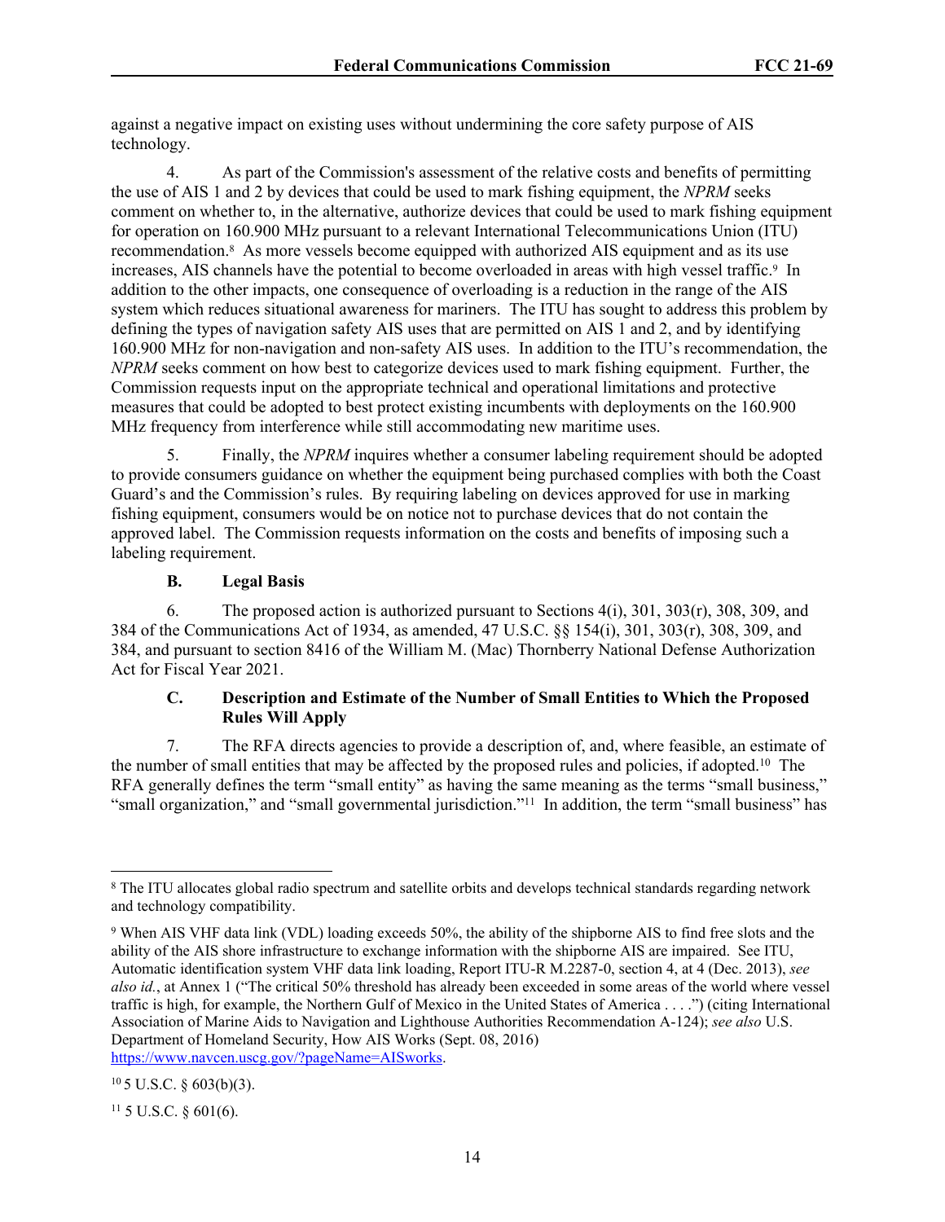against a negative impact on existing uses without undermining the core safety purpose of AIS technology.

4. As part of the Commission's assessment of the relative costs and benefits of permitting the use of AIS 1 and 2 by devices that could be used to mark fishing equipment, the *NPRM* seeks comment on whether to, in the alternative, authorize devices that could be used to mark fishing equipment for operation on 160.900 MHz pursuant to a relevant International Telecommunications Union (ITU) recommendation.[8] As more vessels become equipped with authorized AIS equipment and as its use increases, AIS channels have the potential to become overloaded in areas with high vessel traffic.[9] In addition to the other impacts, one consequence of overloading is a reduction in the range of the AIS system which reduces situational awareness for mariners. The ITU has sought to address this problem by defining the types of navigation safety AIS uses that are permitted on AIS 1 and 2, and by identifying 160.900 MHz for non-navigation and non-safety AIS uses. In addition to the ITU's recommendation, the *NPRM* seeks comment on how best to categorize devices used to mark fishing equipment. Further, the Commission requests input on the appropriate technical and operational limitations and protective measures that could be adopted to best protect existing incumbents with deployments on the 160.900 MHz frequency from interference while still accommodating new maritime uses.

5. Finally, the *NPRM* inquires whether a consumer labeling requirement should be adopted to provide consumers guidance on whether the equipment being purchased complies with both the Coast Guard's and the Commission's rules. By requiring labeling on devices approved for use in marking fishing equipment, consumers would be on notice not to purchase devices that do not contain the approved label. The Commission requests information on the costs and benefits of imposing such a labeling requirement.

### B. Legal Basis

6. The proposed action is authorized pursuant to Sections 4(i), 301, 303(r), 308, 309, and 384 of the Communications Act of 1934, as amended, 47 U.S.C. §§ 154(i), 301, 303(r), 308, 309, and 384, and pursuant to section 8416 of the William M. (Mac) Thornberry National Defense Authorization Act for Fiscal Year 2021.

### C. Description and Estimate of the Number of Small Entities to Which the Proposed Rules Will Apply

7. The RFA directs agencies to provide a description of, and, where feasible, an estimate of the number of small entities that may be affected by the proposed rules and policies, if adopted.[10] The RFA generally defines the term "small entity" as having the same meaning as the terms "small business," "small organization," and "small governmental jurisdiction."[11] In addition, the term "small business" has

---

[8] The ITU allocates global radio spectrum and satellite orbits and develops technical standards regarding network and technology compatibility.

[9] When AIS VHF data link (VDL) loading exceeds 50%, the ability of the shipborne AIS to find free slots and the ability of the AIS shore infrastructure to exchange information with the shipborne AIS are impaired. See ITU, Automatic identification system VHF data link loading, Report ITU-R M.2287-0, section 4, at 4 (Dec. 2013), *see also id.*, at Annex 1 ("The critical 50% threshold has already been exceeded in some areas of the world where vessel traffic is high, for example, the Northern Gulf of Mexico in the United States of America . . . .") (citing International Association of Marine Aids to Navigation and Lighthouse Authorities Recommendation A-124); *see also* U.S. Department of Homeland Security, How AIS Works (Sept. 08, 2016) https://www.navcen.uscg.gov/?pageName=AISworks.

[10] 5 U.S.C. § 603(b)(3).

[11] 5 U.S.C. § 601(6).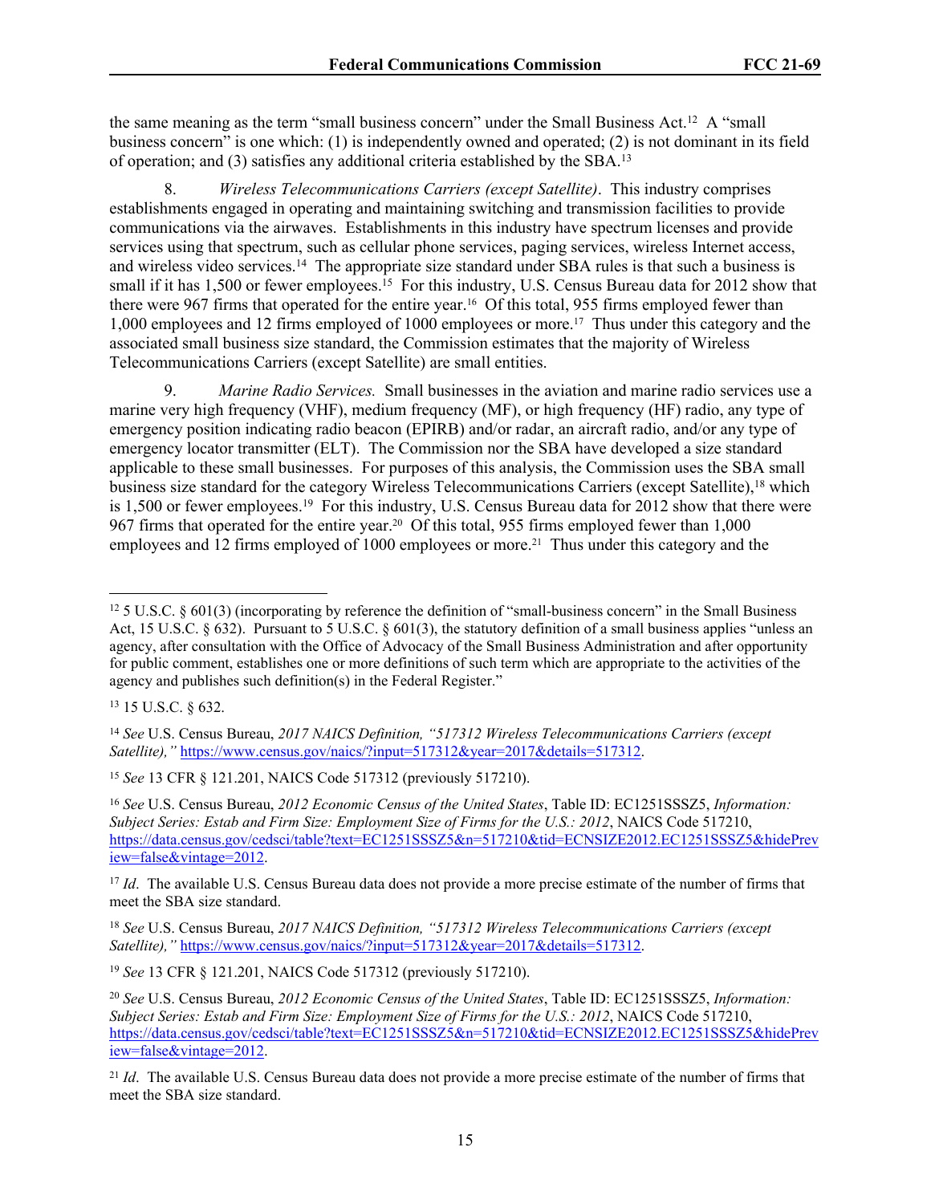the same meaning as the term "small business concern" under the Small Business Act.[12] A "small business concern" is one which: (1) is independently owned and operated; (2) is not dominant in its field of operation; and (3) satisfies any additional criteria established by the SBA.[13]

8. *Wireless Telecommunications Carriers (except Satellite)*. This industry comprises establishments engaged in operating and maintaining switching and transmission facilities to provide communications via the airwaves. Establishments in this industry have spectrum licenses and provide services using that spectrum, such as cellular phone services, paging services, wireless Internet access, and wireless video services.[14] The appropriate size standard under SBA rules is that such a business is small if it has 1,500 or fewer employees.[15] For this industry, U.S. Census Bureau data for 2012 show that there were 967 firms that operated for the entire year.[16] Of this total, 955 firms employed fewer than 1,000 employees and 12 firms employed of 1000 employees or more.[17] Thus under this category and the associated small business size standard, the Commission estimates that the majority of Wireless Telecommunications Carriers (except Satellite) are small entities.

9. *Marine Radio Services.* Small businesses in the aviation and marine radio services use a marine very high frequency (VHF), medium frequency (MF), or high frequency (HF) radio, any type of emergency position indicating radio beacon (EPIRB) and/or radar, an aircraft radio, and/or any type of emergency locator transmitter (ELT). The Commission nor the SBA have developed a size standard applicable to these small businesses. For purposes of this analysis, the Commission uses the SBA small business size standard for the category Wireless Telecommunications Carriers (except Satellite),[18] which is 1,500 or fewer employees.[19] For this industry, U.S. Census Bureau data for 2012 show that there were 967 firms that operated for the entire year.[20] Of this total, 955 firms employed fewer than 1,000 employees and 12 firms employed of 1000 employees or more.[21] Thus under this category and the

---

[12] 5 U.S.C. § 601(3) (incorporating by reference the definition of "small-business concern" in the Small Business Act, 15 U.S.C. § 632). Pursuant to 5 U.S.C. § 601(3), the statutory definition of a small business applies "unless an agency, after consultation with the Office of Advocacy of the Small Business Administration and after opportunity for public comment, establishes one or more definitions of such term which are appropriate to the activities of the agency and publishes such definition(s) in the Federal Register."

[13] 15 U.S.C. § 632.

[14] *See* U.S. Census Bureau, *2017 NAICS Definition, "517312 Wireless Telecommunications Carriers (except Satellite),"* https://www.census.gov/naics/?input=517312&year=2017&details=517312.

[15] *See* 13 CFR § 121.201, NAICS Code 517312 (previously 517210).

[16] *See* U.S. Census Bureau, *2012 Economic Census of the United States*, Table ID: EC1251SSSZ5, *Information: Subject Series: Estab and Firm Size: Employment Size of Firms for the U.S.: 2012*, NAICS Code 517210, https://data.census.gov/cedsci/table?text=EC1251SSSZ5&n=517210&tid=ECNSIZE2012.EC1251SSSZ5&hidePreview=false&vintage=2012.

[17] *Id*. The available U.S. Census Bureau data does not provide a more precise estimate of the number of firms that meet the SBA size standard.

[18] *See* U.S. Census Bureau, *2017 NAICS Definition, "517312 Wireless Telecommunications Carriers (except Satellite),"* https://www.census.gov/naics/?input=517312&year=2017&details=517312.

[19] *See* 13 CFR § 121.201, NAICS Code 517312 (previously 517210).

[20] *See* U.S. Census Bureau, *2012 Economic Census of the United States*, Table ID: EC1251SSSZ5, *Information: Subject Series: Estab and Firm Size: Employment Size of Firms for the U.S.: 2012*, NAICS Code 517210, https://data.census.gov/cedsci/table?text=EC1251SSSZ5&n=517210&tid=ECNSIZE2012.EC1251SSSZ5&hidePreview=false&vintage=2012.

[21] *Id*. The available U.S. Census Bureau data does not provide a more precise estimate of the number of firms that meet the SBA size standard.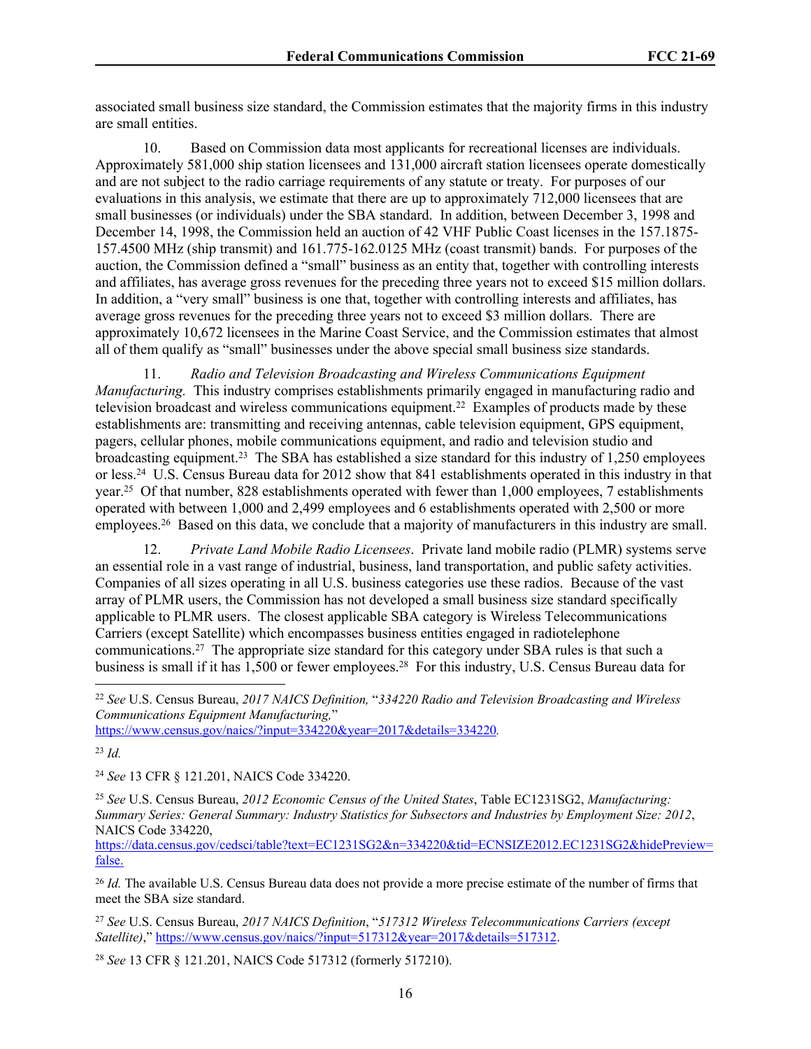associated small business size standard, the Commission estimates that the majority firms in this industry are small entities.

10. Based on Commission data most applicants for recreational licenses are individuals. Approximately 581,000 ship station licensees and 131,000 aircraft station licensees operate domestically and are not subject to the radio carriage requirements of any statute or treaty. For purposes of our evaluations in this analysis, we estimate that there are up to approximately 712,000 licensees that are small businesses (or individuals) under the SBA standard. In addition, between December 3, 1998 and December 14, 1998, the Commission held an auction of 42 VHF Public Coast licenses in the 157.1875-157.4500 MHz (ship transmit) and 161.775-162.0125 MHz (coast transmit) bands. For purposes of the auction, the Commission defined a "small" business as an entity that, together with controlling interests and affiliates, has average gross revenues for the preceding three years not to exceed \$15 million dollars. In addition, a "very small" business is one that, together with controlling interests and affiliates, has average gross revenues for the preceding three years not to exceed \$3 million dollars. There are approximately 10,672 licensees in the Marine Coast Service, and the Commission estimates that almost all of them qualify as "small" businesses under the above special small business size standards.

11. *Radio and Television Broadcasting and Wireless Communications Equipment Manufacturing.* This industry comprises establishments primarily engaged in manufacturing radio and television broadcast and wireless communications equipment.[22] Examples of products made by these establishments are: transmitting and receiving antennas, cable television equipment, GPS equipment, pagers, cellular phones, mobile communications equipment, and radio and television studio and broadcasting equipment.[23] The SBA has established a size standard for this industry of 1,250 employees or less.[24] U.S. Census Bureau data for 2012 show that 841 establishments operated in this industry in that year.[25] Of that number, 828 establishments operated with fewer than 1,000 employees, 7 establishments operated with between 1,000 and 2,499 employees and 6 establishments operated with 2,500 or more employees.[26] Based on this data, we conclude that a majority of manufacturers in this industry are small.

12. *Private Land Mobile Radio Licensees*. Private land mobile radio (PLMR) systems serve an essential role in a vast range of industrial, business, land transportation, and public safety activities. Companies of all sizes operating in all U.S. business categories use these radios. Because of the vast array of PLMR users, the Commission has not developed a small business size standard specifically applicable to PLMR users. The closest applicable SBA category is Wireless Telecommunications Carriers (except Satellite) which encompasses business entities engaged in radiotelephone communications.[27] The appropriate size standard for this category under SBA rules is that such a business is small if it has 1,500 or fewer employees.[28] For this industry, U.S. Census Bureau data for

---

[22] *See* U.S. Census Bureau, *2017 NAICS Definition,* "*334220 Radio and Television Broadcasting and Wireless Communications Equipment Manufacturing,*" https://www.census.gov/naics/?input=334220&year=2017&details=334220.

[23] *Id.*

[24] *See* 13 CFR § 121.201, NAICS Code 334220.

[25] *See* U.S. Census Bureau, *2012 Economic Census of the United States*, Table EC1231SG2, *Manufacturing: Summary Series: General Summary: Industry Statistics for Subsectors and Industries by Employment Size: 2012*, NAICS Code 334220, https://data.census.gov/cedsci/table?text=EC1231SG2&n=334220&tid=ECNSIZE2012.EC1231SG2&hidePreview=false.

[26] *Id.* The available U.S. Census Bureau data does not provide a more precise estimate of the number of firms that meet the SBA size standard.

[27] *See* U.S. Census Bureau, *2017 NAICS Definition*, "*517312 Wireless Telecommunications Carriers (except Satellite)*," https://www.census.gov/naics/?input=517312&year=2017&details=517312.

[28] *See* 13 CFR § 121.201, NAICS Code 517312 (formerly 517210).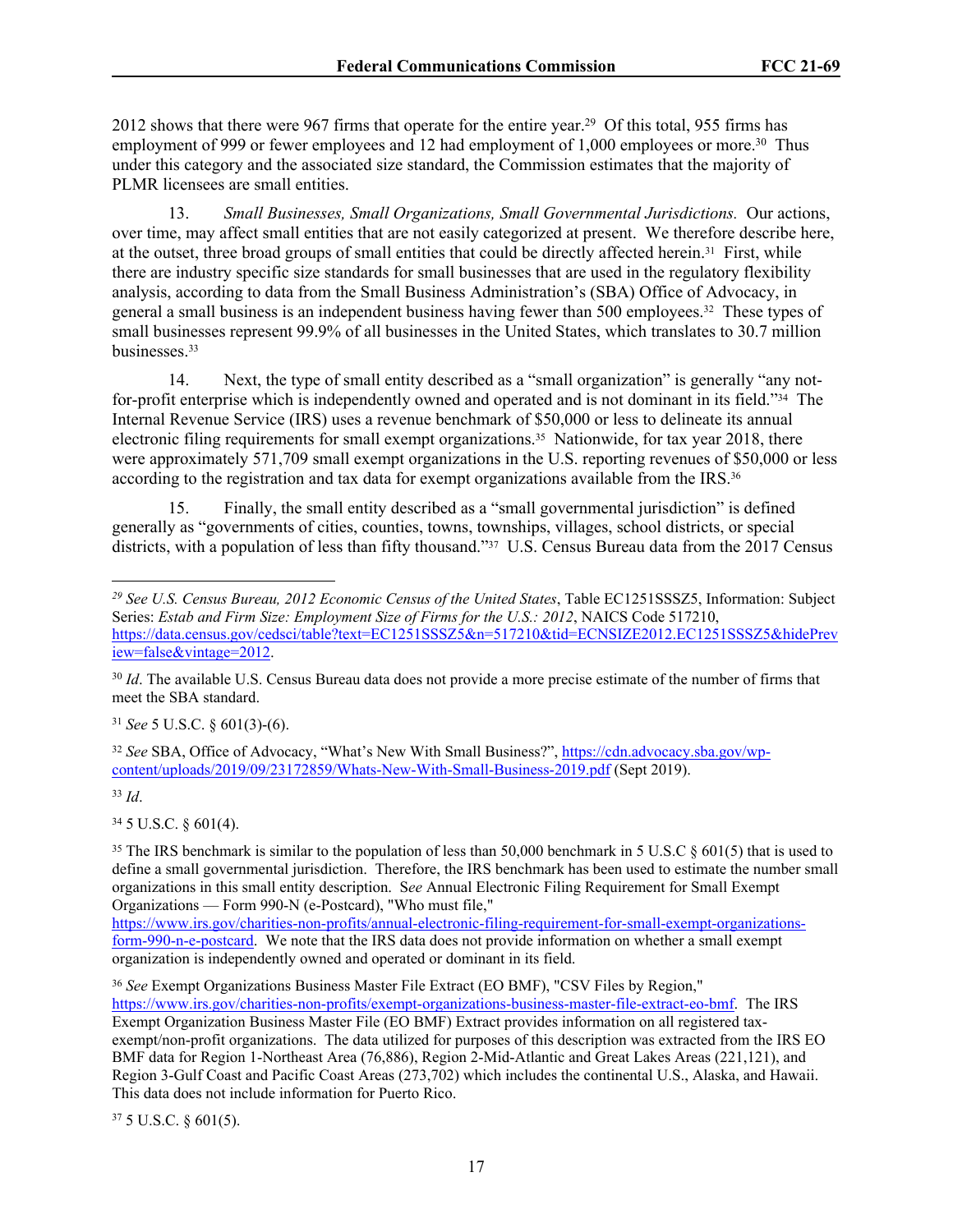2012 shows that there were 967 firms that operate for the entire year.[29] Of this total, 955 firms has employment of 999 or fewer employees and 12 had employment of 1,000 employees or more.[30] Thus under this category and the associated size standard, the Commission estimates that the majority of PLMR licensees are small entities.

13. *Small Businesses, Small Organizations, Small Governmental Jurisdictions.* Our actions, over time, may affect small entities that are not easily categorized at present. We therefore describe here, at the outset, three broad groups of small entities that could be directly affected herein.[31] First, while there are industry specific size standards for small businesses that are used in the regulatory flexibility analysis, according to data from the Small Business Administration's (SBA) Office of Advocacy, in general a small business is an independent business having fewer than 500 employees.[32] These types of small businesses represent 99.9% of all businesses in the United States, which translates to 30.7 million businesses.[33]

14. Next, the type of small entity described as a "small organization" is generally "any not-for-profit enterprise which is independently owned and operated and is not dominant in its field."[34] The Internal Revenue Service (IRS) uses a revenue benchmark of $50,000 or less to delineate its annual electronic filing requirements for small exempt organizations.[35] Nationwide, for tax year 2018, there were approximately 571,709 small exempt organizations in the U.S. reporting revenues of $50,000 or less according to the registration and tax data for exempt organizations available from the IRS.[36]

15. Finally, the small entity described as a "small governmental jurisdiction" is defined generally as "governments of cities, counties, towns, townships, villages, school districts, or special districts, with a population of less than fifty thousand."[37] U.S. Census Bureau data from the 2017 Census

---

[29] *See U.S. Census Bureau, 2012 Economic Census of the United States*, Table EC1251SSSZ5, Information: Subject Series: *Estab and Firm Size: Employment Size of Firms for the U.S.: 2012*, NAICS Code 517210, https://data.census.gov/cedsci/table?text=EC1251SSSZ5&n=517210&tid=ECNSIZE2012.EC1251SSSZ5&hidePreview=false&vintage=2012.

[30] *Id*. The available U.S. Census Bureau data does not provide a more precise estimate of the number of firms that meet the SBA standard.

[31] *See* 5 U.S.C. § 601(3)-(6).

[32] *See* SBA, Office of Advocacy, "What's New With Small Business?", https://cdn.advocacy.sba.gov/wp-content/uploads/2019/09/23172859/Whats-New-With-Small-Business-2019.pdf (Sept 2019).

[33] *Id*.

[34] 5 U.S.C. § 601(4).

[35] The IRS benchmark is similar to the population of less than 50,000 benchmark in 5 U.S.C § 601(5) that is used to define a small governmental jurisdiction. Therefore, the IRS benchmark has been used to estimate the number small organizations in this small entity description. S*ee* Annual Electronic Filing Requirement for Small Exempt Organizations — Form 990-N (e-Postcard), "Who must file," https://www.irs.gov/charities-non-profits/annual-electronic-filing-requirement-for-small-exempt-organizations-form-990-n-e-postcard. We note that the IRS data does not provide information on whether a small exempt organization is independently owned and operated or dominant in its field.

[36] *See* Exempt Organizations Business Master File Extract (EO BMF), "CSV Files by Region," https://www.irs.gov/charities-non-profits/exempt-organizations-business-master-file-extract-eo-bmf. The IRS Exempt Organization Business Master File (EO BMF) Extract provides information on all registered tax-exempt/non-profit organizations. The data utilized for purposes of this description was extracted from the IRS EO BMF data for Region 1-Northeast Area (76,886), Region 2-Mid-Atlantic and Great Lakes Areas (221,121), and Region 3-Gulf Coast and Pacific Coast Areas (273,702) which includes the continental U.S., Alaska, and Hawaii. This data does not include information for Puerto Rico.

[37] 5 U.S.C. § 601(5).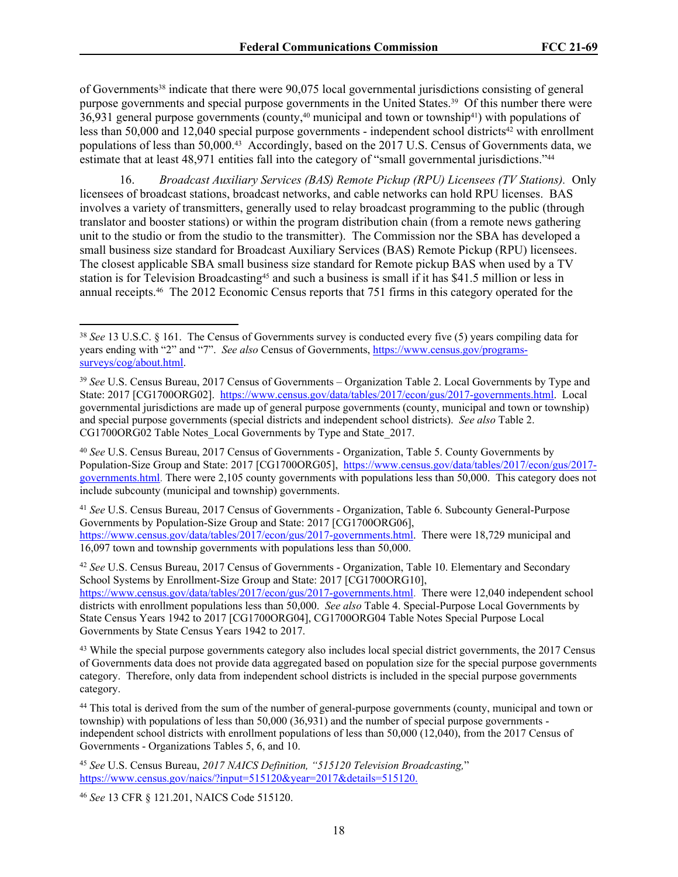of Governments[38] indicate that there were 90,075 local governmental jurisdictions consisting of general purpose governments and special purpose governments in the United States.[39] Of this number there were 36,931 general purpose governments (county,[40] municipal and town or township[41]) with populations of less than 50,000 and 12,040 special purpose governments - independent school districts[42] with enrollment populations of less than 50,000.[43] Accordingly, based on the 2017 U.S. Census of Governments data, we estimate that at least 48,971 entities fall into the category of "small governmental jurisdictions."[44]

16. *Broadcast Auxiliary Services (BAS) Remote Pickup (RPU) Licensees (TV Stations).* Only licensees of broadcast stations, broadcast networks, and cable networks can hold RPU licenses. BAS involves a variety of transmitters, generally used to relay broadcast programming to the public (through translator and booster stations) or within the program distribution chain (from a remote news gathering unit to the studio or from the studio to the transmitter). The Commission nor the SBA has developed a small business size standard for Broadcast Auxiliary Services (BAS) Remote pickup (RPU) licensees. The closest applicable SBA small business size standard for Remote pickup BAS when used by a TV station is for Television Broadcasting[45] and such a business is small if it has $41.5 million or less in annual receipts.[46] The 2012 Economic Census reports that 751 firms in this category operated for the

---

[38] *See* 13 U.S.C. § 161. The Census of Governments survey is conducted every five (5) years compiling data for years ending with "2" and "7". *See also* Census of Governments, https://www.census.gov/programs-surveys/cog/about.html.

[39] *See* U.S. Census Bureau, 2017 Census of Governments – Organization Table 2. Local Governments by Type and State: 2017 [CG1700ORG02]. https://www.census.gov/data/tables/2017/econ/gus/2017-governments.html. Local governmental jurisdictions are made up of general purpose governments (county, municipal and town or township) and special purpose governments (special districts and independent school districts). *See also* Table 2. CG1700ORG02 Table Notes_Local Governments by Type and State_2017.

[40] *See* U.S. Census Bureau, 2017 Census of Governments - Organization, Table 5. County Governments by Population-Size Group and State: 2017 [CG1700ORG05], https://www.census.gov/data/tables/2017/econ/gus/2017-governments.html. There were 2,105 county governments with populations less than 50,000. This category does not include subcounty (municipal and township) governments.

[41] *See* U.S. Census Bureau, 2017 Census of Governments - Organization, Table 6. Subcounty General-Purpose Governments by Population-Size Group and State: 2017 [CG1700ORG06], https://www.census.gov/data/tables/2017/econ/gus/2017-governments.html. There were 18,729 municipal and 16,097 town and township governments with populations less than 50,000.

[42] *See* U.S. Census Bureau, 2017 Census of Governments - Organization, Table 10. Elementary and Secondary School Systems by Enrollment-Size Group and State: 2017 [CG1700ORG10], https://www.census.gov/data/tables/2017/econ/gus/2017-governments.html. There were 12,040 independent school districts with enrollment populations less than 50,000. *See also* Table 4. Special-Purpose Local Governments by State Census Years 1942 to 2017 [CG1700ORG04], CG1700ORG04 Table Notes Special Purpose Local Governments by State Census Years 1942 to 2017.

[43] While the special purpose governments category also includes local special district governments, the 2017 Census of Governments data does not provide data aggregated based on population size for the special purpose governments category. Therefore, only data from independent school districts is included in the special purpose governments category.

[44] This total is derived from the sum of the number of general-purpose governments (county, municipal and town or township) with populations of less than 50,000 (36,931) and the number of special purpose governments - independent school districts with enrollment populations of less than 50,000 (12,040), from the 2017 Census of Governments - Organizations Tables 5, 6, and 10.

[45] *See* U.S. Census Bureau, *2017 NAICS Definition, "515120 Television Broadcasting,"* https://www.census.gov/naics/?input=515120&year=2017&details=515120.

[46] *See* 13 CFR § 121.201, NAICS Code 515120.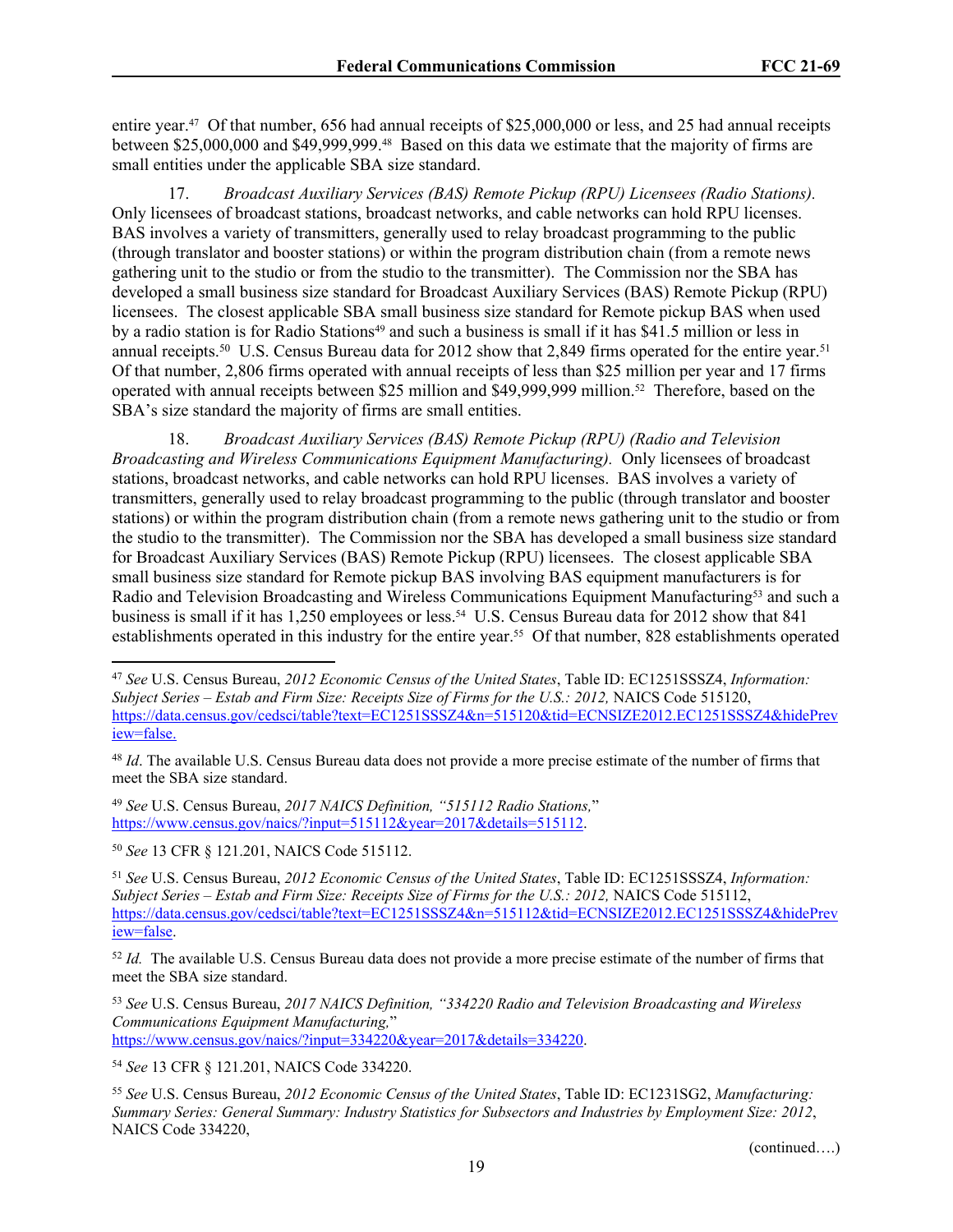entire year.[47] Of that number, 656 had annual receipts of $25,000,000 or less, and 25 had annual receipts between $25,000,000 and $49,999,999.[48] Based on this data we estimate that the majority of firms are small entities under the applicable SBA size standard.

17. *Broadcast Auxiliary Services (BAS) Remote Pickup (RPU) Licensees (Radio Stations).* Only licensees of broadcast stations, broadcast networks, and cable networks can hold RPU licenses. BAS involves a variety of transmitters, generally used to relay broadcast programming to the public (through translator and booster stations) or within the program distribution chain (from a remote news gathering unit to the studio or from the studio to the transmitter). The Commission nor the SBA has developed a small business size standard for Broadcast Auxiliary Services (BAS) Remote Pickup (RPU) licensees. The closest applicable SBA small business size standard for Remote pickup BAS when used by a radio station is for Radio Stations[49] and such a business is small if it has $41.5 million or less in annual receipts.[50] U.S. Census Bureau data for 2012 show that 2,849 firms operated for the entire year.[51] Of that number, 2,806 firms operated with annual receipts of less than $25 million per year and 17 firms operated with annual receipts between $25 million and $49,999,999 million.[52] Therefore, based on the SBA's size standard the majority of firms are small entities.

18. *Broadcast Auxiliary Services (BAS) Remote Pickup (RPU) (Radio and Television Broadcasting and Wireless Communications Equipment Manufacturing).* Only licensees of broadcast stations, broadcast networks, and cable networks can hold RPU licenses. BAS involves a variety of transmitters, generally used to relay broadcast programming to the public (through translator and booster stations) or within the program distribution chain (from a remote news gathering unit to the studio or from the studio to the transmitter). The Commission nor the SBA has developed a small business size standard for Broadcast Auxiliary Services (BAS) Remote Pickup (RPU) licensees. The closest applicable SBA small business size standard for Remote pickup BAS involving BAS equipment manufacturers is for Radio and Television Broadcasting and Wireless Communications Equipment Manufacturing[53] and such a business is small if it has 1,250 employees or less.[54] U.S. Census Bureau data for 2012 show that 841 establishments operated in this industry for the entire year.[55] Of that number, 828 establishments operated

---

[47] *See* U.S. Census Bureau, *2012 Economic Census of the United States*, Table ID: EC1251SSSZ4, *Information: Subject Series – Estab and Firm Size: Receipts Size of Firms for the U.S.: 2012,* NAICS Code 515120, https://data.census.gov/cedsci/table?text=EC1251SSSZ4&n=515120&tid=ECNSIZE2012.EC1251SSSZ4&hidePreview=false.

[48] *Id*. The available U.S. Census Bureau data does not provide a more precise estimate of the number of firms that meet the SBA size standard.

[49] *See* U.S. Census Bureau, *2017 NAICS Definition, "515112 Radio Stations,"* https://www.census.gov/naics/?input=515112&year=2017&details=515112.

[50] *See* 13 CFR § 121.201, NAICS Code 515112.

[51] *See* U.S. Census Bureau, *2012 Economic Census of the United States*, Table ID: EC1251SSSZ4, *Information: Subject Series – Estab and Firm Size: Receipts Size of Firms for the U.S.: 2012,* NAICS Code 515112, https://data.census.gov/cedsci/table?text=EC1251SSSZ4&n=515112&tid=ECNSIZE2012.EC1251SSSZ4&hidePreview=false.

[52] *Id.* The available U.S. Census Bureau data does not provide a more precise estimate of the number of firms that meet the SBA size standard.

[53] *See* U.S. Census Bureau, *2017 NAICS Definition, "334220 Radio and Television Broadcasting and Wireless Communications Equipment Manufacturing,"* https://www.census.gov/naics/?input=334220&year=2017&details=334220.

[54] *See* 13 CFR § 121.201, NAICS Code 334220.

[55] *See* U.S. Census Bureau, *2012 Economic Census of the United States*, Table ID: EC1231SG2, *Manufacturing: Summary Series: General Summary: Industry Statistics for Subsectors and Industries by Employment Size: 2012*, NAICS Code 334220,

(continued….)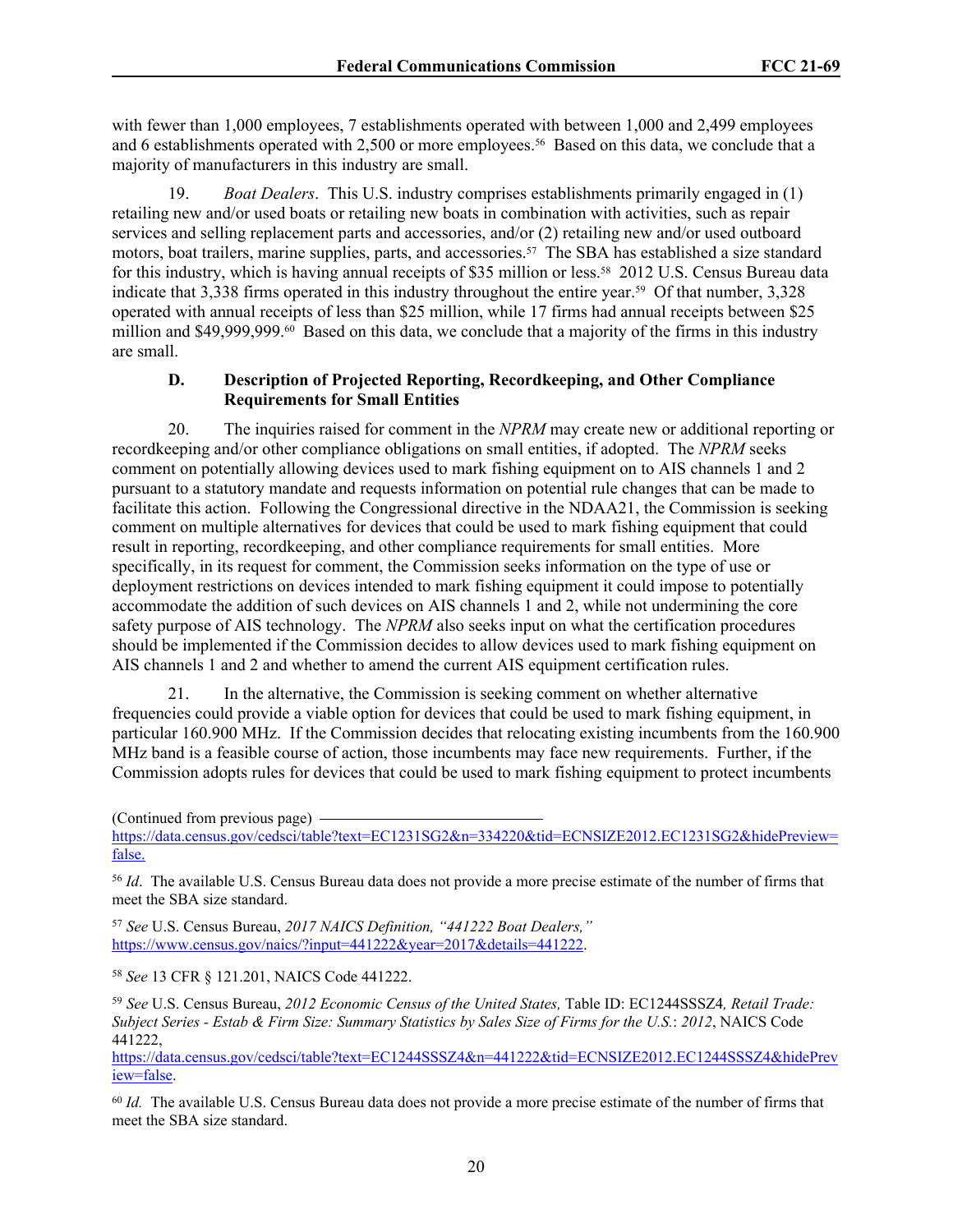with fewer than 1,000 employees, 7 establishments operated with between 1,000 and 2,499 employees and 6 establishments operated with 2,500 or more employees.[56] Based on this data, we conclude that a majority of manufacturers in this industry are small.

19. *Boat Dealers*. This U.S. industry comprises establishments primarily engaged in (1) retailing new and/or used boats or retailing new boats in combination with activities, such as repair services and selling replacement parts and accessories, and/or (2) retailing new and/or used outboard motors, boat trailers, marine supplies, parts, and accessories.[57] The SBA has established a size standard for this industry, which is having annual receipts of $35 million or less.[58] 2012 U.S. Census Bureau data indicate that 3,338 firms operated in this industry throughout the entire year.[59] Of that number, 3,328 operated with annual receipts of less than $25 million, while 17 firms had annual receipts between $25 million and $49,999,999.[60] Based on this data, we conclude that a majority of the firms in this industry are small.

### D. Description of Projected Reporting, Recordkeeping, and Other Compliance Requirements for Small Entities

20. The inquiries raised for comment in the *NPRM* may create new or additional reporting or recordkeeping and/or other compliance obligations on small entities, if adopted. The *NPRM* seeks comment on potentially allowing devices used to mark fishing equipment on to AIS channels 1 and 2 pursuant to a statutory mandate and requests information on potential rule changes that can be made to facilitate this action. Following the Congressional directive in the NDAA21, the Commission is seeking comment on multiple alternatives for devices that could be used to mark fishing equipment that could result in reporting, recordkeeping, and other compliance requirements for small entities. More specifically, in its request for comment, the Commission seeks information on the type of use or deployment restrictions on devices intended to mark fishing equipment it could impose to potentially accommodate the addition of such devices on AIS channels 1 and 2, while not undermining the core safety purpose of AIS technology. The *NPRM* also seeks input on what the certification procedures should be implemented if the Commission decides to allow devices used to mark fishing equipment on AIS channels 1 and 2 and whether to amend the current AIS equipment certification rules.

21. In the alternative, the Commission is seeking comment on whether alternative frequencies could provide a viable option for devices that could be used to mark fishing equipment, in particular 160.900 MHz. If the Commission decides that relocating existing incumbents from the 160.900 MHz band is a feasible course of action, those incumbents may face new requirements. Further, if the Commission adopts rules for devices that could be used to mark fishing equipment to protect incumbents

(Continued from previous page) https://data.census.gov/cedsci/table?text=EC1231SG2&n=334220&tid=ECNSIZE2012.EC1231SG2&hidePreview=false.

[56] *Id*. The available U.S. Census Bureau data does not provide a more precise estimate of the number of firms that meet the SBA size standard.

[57] *See* U.S. Census Bureau, *2017 NAICS Definition, "441222 Boat Dealers,"* https://www.census.gov/naics/?input=441222&year=2017&details=441222.

[58] *See* 13 CFR § 121.201, NAICS Code 441222.

[59] *See* U.S. Census Bureau, *2012 Economic Census of the United States,* Table ID: EC1244SSSZ4*, Retail Trade: Subject Series - Estab & Firm Size: Summary Statistics by Sales Size of Firms for the U.S.*: *2012*, NAICS Code 441222, https://data.census.gov/cedsci/table?text=EC1244SSSZ4&n=441222&tid=ECNSIZE2012.EC1244SSSZ4&hidePreview=false.

[60] *Id.* The available U.S. Census Bureau data does not provide a more precise estimate of the number of firms that meet the SBA size standard.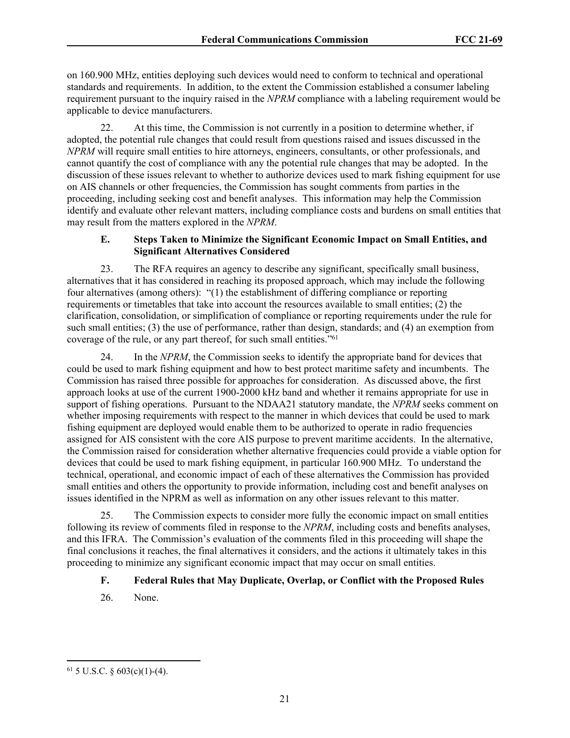on 160.900 MHz, entities deploying such devices would need to conform to technical and operational standards and requirements. In addition, to the extent the Commission established a consumer labeling requirement pursuant to the inquiry raised in the *NPRM* compliance with a labeling requirement would be applicable to device manufacturers.

22. At this time, the Commission is not currently in a position to determine whether, if adopted, the potential rule changes that could result from questions raised and issues discussed in the *NPRM* will require small entities to hire attorneys, engineers, consultants, or other professionals, and cannot quantify the cost of compliance with any the potential rule changes that may be adopted. In the discussion of these issues relevant to whether to authorize devices used to mark fishing equipment for use on AIS channels or other frequencies, the Commission has sought comments from parties in the proceeding, including seeking cost and benefit analyses. This information may help the Commission identify and evaluate other relevant matters, including compliance costs and burdens on small entities that may result from the matters explored in the *NPRM*.

### E. Steps Taken to Minimize the Significant Economic Impact on Small Entities, and Significant Alternatives Considered

23. The RFA requires an agency to describe any significant, specifically small business, alternatives that it has considered in reaching its proposed approach, which may include the following four alternatives (among others): "(1) the establishment of differing compliance or reporting requirements or timetables that take into account the resources available to small entities; (2) the clarification, consolidation, or simplification of compliance or reporting requirements under the rule for such small entities; (3) the use of performance, rather than design, standards; and (4) an exemption from coverage of the rule, or any part thereof, for such small entities."[61]

24. In the *NPRM*, the Commission seeks to identify the appropriate band for devices that could be used to mark fishing equipment and how to best protect maritime safety and incumbents. The Commission has raised three possible for approaches for consideration. As discussed above, the first approach looks at use of the current 1900-2000 kHz band and whether it remains appropriate for use in support of fishing operations. Pursuant to the NDAA21 statutory mandate, the *NPRM* seeks comment on whether imposing requirements with respect to the manner in which devices that could be used to mark fishing equipment are deployed would enable them to be authorized to operate in radio frequencies assigned for AIS consistent with the core AIS purpose to prevent maritime accidents. In the alternative, the Commission raised for consideration whether alternative frequencies could provide a viable option for devices that could be used to mark fishing equipment, in particular 160.900 MHz. To understand the technical, operational, and economic impact of each of these alternatives the Commission has provided small entities and others the opportunity to provide information, including cost and benefit analyses on issues identified in the NPRM as well as information on any other issues relevant to this matter.

25. The Commission expects to consider more fully the economic impact on small entities following its review of comments filed in response to the *NPRM*, including costs and benefits analyses, and this IFRA. The Commission's evaluation of the comments filed in this proceeding will shape the final conclusions it reaches, the final alternatives it considers, and the actions it ultimately takes in this proceeding to minimize any significant economic impact that may occur on small entities.

### F. Federal Rules that May Duplicate, Overlap, or Conflict with the Proposed Rules

26. None.

[61] 5 U.S.C. § 603(c)(1)-(4).